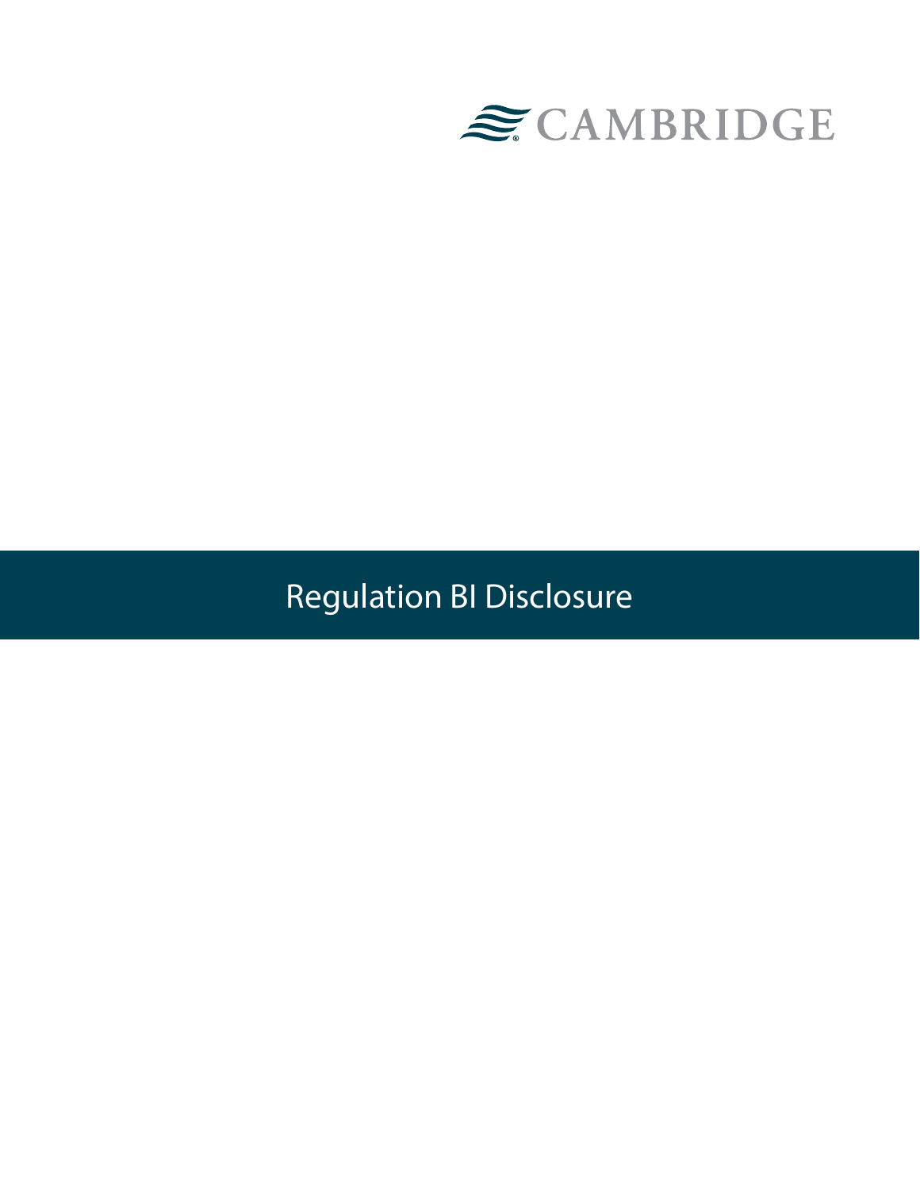CAMBRIDGE

# Regulation BI Disclosure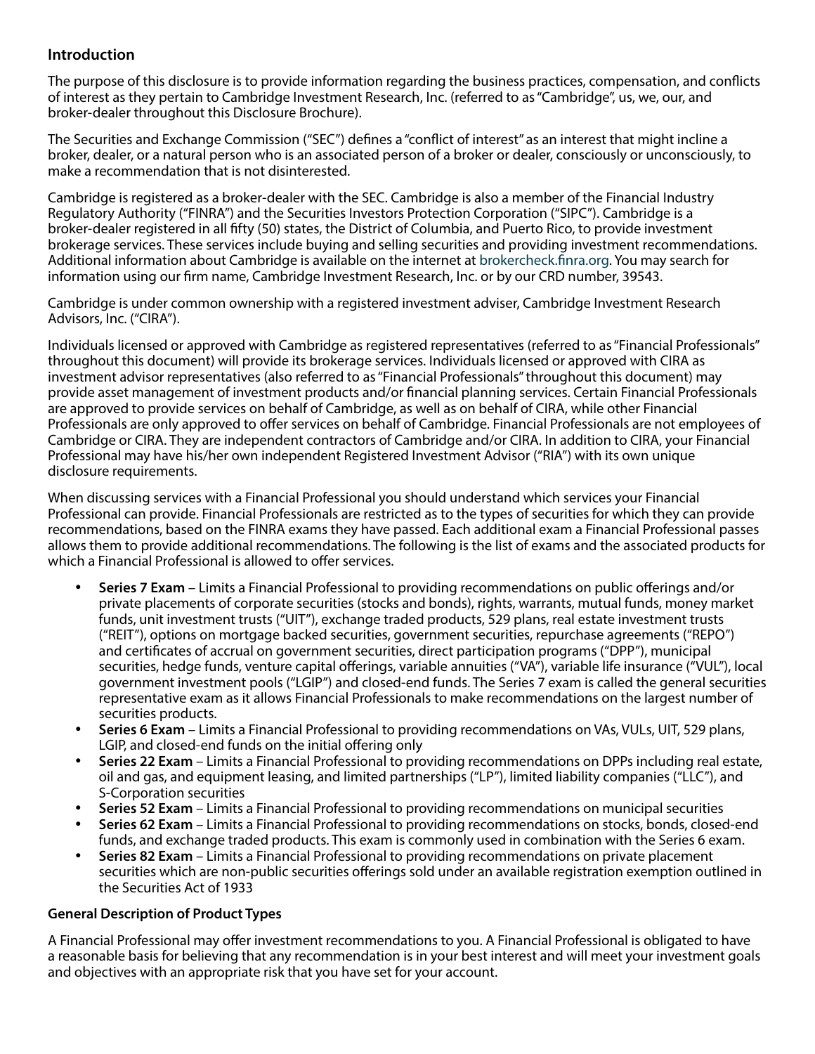## Introduction

The purpose of this disclosure is to provide information regarding the business practices, compensation, and conflicts of interest as they pertain to Cambridge Investment Research, Inc. (referred to as "Cambridge", us, we, our, and broker-dealer throughout this Disclosure Brochure).

The Securities and Exchange Commission ("SEC") defines a "conflict of interest" as an interest that might incline a broker, dealer, or a natural person who is an associated person of a broker or dealer, consciously or unconsciously, to make a recommendation that is not disinterested.

Cambridge is registered as a broker-dealer with the SEC. Cambridge is also a member of the Financial Industry Regulatory Authority ("FINRA") and the Securities Investors Protection Corporation ("SIPC"). Cambridge is a broker-dealer registered in all fifty (50) states, the District of Columbia, and Puerto Rico, to provide investment brokerage services. These services include buying and selling securities and providing investment recommendations. Additional information about Cambridge is available on the internet at brokercheck.finra.org. You may search for information using our firm name, Cambridge Investment Research, Inc. or by our CRD number, 39543.

Cambridge is under common ownership with a registered investment adviser, Cambridge Investment Research Advisors, Inc. ("CIRA").

Individuals licensed or approved with Cambridge as registered representatives (referred to as "Financial Professionals" throughout this document) will provide its brokerage services. Individuals licensed or approved with CIRA as investment advisor representatives (also referred to as "Financial Professionals" throughout this document) may provide asset management of investment products and/or financial planning services. Certain Financial Professionals are approved to provide services on behalf of Cambridge, as well as on behalf of CIRA, while other Financial Professionals are only approved to offer services on behalf of Cambridge. Financial Professionals are not employees of Cambridge or CIRA. They are independent contractors of Cambridge and/or CIRA. In addition to CIRA, your Financial Professional may have his/her own independent Registered Investment Advisor ("RIA") with its own unique disclosure requirements.

When discussing services with a Financial Professional you should understand which services your Financial Professional can provide. Financial Professionals are restricted as to the types of securities for which they can provide recommendations, based on the FINRA exams they have passed. Each additional exam a Financial Professional passes allows them to provide additional recommendations. The following is the list of exams and the associated products for which a Financial Professional is allowed to offer services.

- **Series 7 Exam** – Limits a Financial Professional to providing recommendations on public offerings and/or private placements of corporate securities (stocks and bonds), rights, warrants, mutual funds, money market funds, unit investment trusts ("UIT"), exchange traded products, 529 plans, real estate investment trusts ("REIT"), options on mortgage backed securities, government securities, repurchase agreements ("REPO") and certificates of accrual on government securities, direct participation programs ("DPP"), municipal securities, hedge funds, venture capital offerings, variable annuities ("VA"), variable life insurance ("VUL"), local government investment pools ("LGIP") and closed-end funds. The Series 7 exam is called the general securities representative exam as it allows Financial Professionals to make recommendations on the largest number of securities products.
- **Series 6 Exam** – Limits a Financial Professional to providing recommendations on VAs, VULs, UIT, 529 plans, LGIP, and closed-end funds on the initial offering only
- **Series 22 Exam** – Limits a Financial Professional to providing recommendations on DPPs including real estate, oil and gas, and equipment leasing, and limited partnerships ("LP"), limited liability companies ("LLC"), and S-Corporation securities
- **Series 52 Exam** – Limits a Financial Professional to providing recommendations on municipal securities
- **Series 62 Exam** – Limits a Financial Professional to providing recommendations on stocks, bonds, closed-end funds, and exchange traded products. This exam is commonly used in combination with the Series 6 exam.
- **Series 82 Exam** – Limits a Financial Professional to providing recommendations on private placement securities which are non-public securities offerings sold under an available registration exemption outlined in the Securities Act of 1933

### General Description of Product Types

A Financial Professional may offer investment recommendations to you. A Financial Professional is obligated to have a reasonable basis for believing that any recommendation is in your best interest and will meet your investment goals and objectives with an appropriate risk that you have set for your account.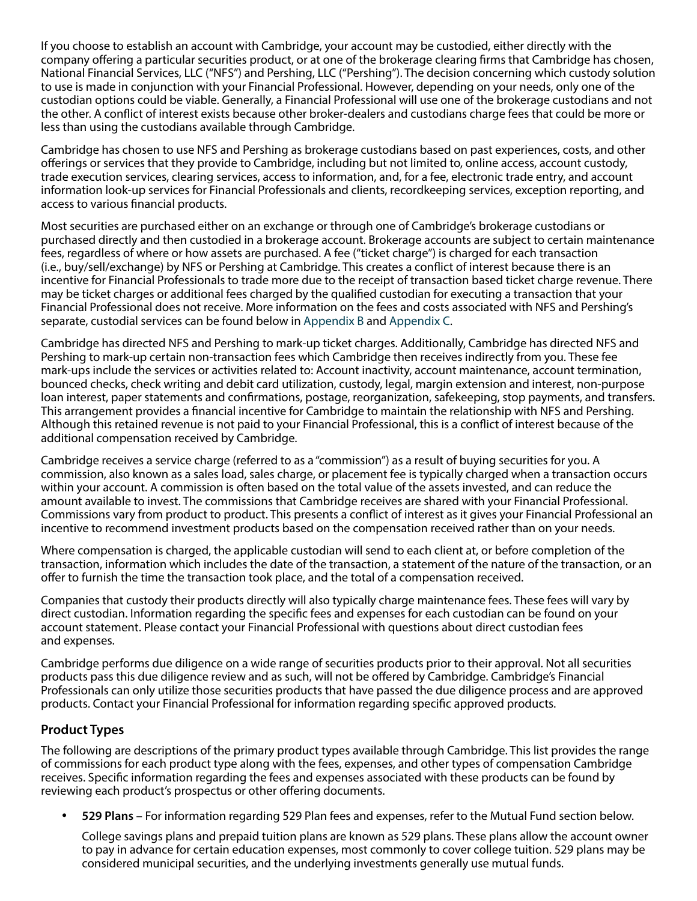If you choose to establish an account with Cambridge, your account may be custodied, either directly with the company offering a particular securities product, or at one of the brokerage clearing firms that Cambridge has chosen, National Financial Services, LLC ("NFS") and Pershing, LLC ("Pershing"). The decision concerning which custody solution to use is made in conjunction with your Financial Professional. However, depending on your needs, only one of the custodian options could be viable. Generally, a Financial Professional will use one of the brokerage custodians and not the other. A conflict of interest exists because other broker-dealers and custodians charge fees that could be more or less than using the custodians available through Cambridge.

Cambridge has chosen to use NFS and Pershing as brokerage custodians based on past experiences, costs, and other offerings or services that they provide to Cambridge, including but not limited to, online access, account custody, trade execution services, clearing services, access to information, and, for a fee, electronic trade entry, and account information look-up services for Financial Professionals and clients, recordkeeping services, exception reporting, and access to various financial products.

Most securities are purchased either on an exchange or through one of Cambridge's brokerage custodians or purchased directly and then custodied in a brokerage account. Brokerage accounts are subject to certain maintenance fees, regardless of where or how assets are purchased. A fee ("ticket charge") is charged for each transaction (i.e., buy/sell/exchange) by NFS or Pershing at Cambridge. This creates a conflict of interest because there is an incentive for Financial Professionals to trade more due to the receipt of transaction based ticket charge revenue. There may be ticket charges or additional fees charged by the qualified custodian for executing a transaction that your Financial Professional does not receive. More information on the fees and costs associated with NFS and Pershing's separate, custodial services can be found below in Appendix B and Appendix C.

Cambridge has directed NFS and Pershing to mark-up ticket charges. Additionally, Cambridge has directed NFS and Pershing to mark-up certain non-transaction fees which Cambridge then receives indirectly from you. These fee mark-ups include the services or activities related to: Account inactivity, account maintenance, account termination, bounced checks, check writing and debit card utilization, custody, legal, margin extension and interest, non-purpose loan interest, paper statements and confirmations, postage, reorganization, safekeeping, stop payments, and transfers. This arrangement provides a financial incentive for Cambridge to maintain the relationship with NFS and Pershing. Although this retained revenue is not paid to your Financial Professional, this is a conflict of interest because of the additional compensation received by Cambridge.

Cambridge receives a service charge (referred to as a "commission") as a result of buying securities for you. A commission, also known as a sales load, sales charge, or placement fee is typically charged when a transaction occurs within your account. A commission is often based on the total value of the assets invested, and can reduce the amount available to invest. The commissions that Cambridge receives are shared with your Financial Professional. Commissions vary from product to product. This presents a conflict of interest as it gives your Financial Professional an incentive to recommend investment products based on the compensation received rather than on your needs.

Where compensation is charged, the applicable custodian will send to each client at, or before completion of the transaction, information which includes the date of the transaction, a statement of the nature of the transaction, or an offer to furnish the time the transaction took place, and the total of a compensation received.

Companies that custody their products directly will also typically charge maintenance fees. These fees will vary by direct custodian. Information regarding the specific fees and expenses for each custodian can be found on your account statement. Please contact your Financial Professional with questions about direct custodian fees and expenses.

Cambridge performs due diligence on a wide range of securities products prior to their approval. Not all securities products pass this due diligence review and as such, will not be offered by Cambridge. Cambridge's Financial Professionals can only utilize those securities products that have passed the due diligence process and are approved products. Contact your Financial Professional for information regarding specific approved products.

## Product Types

The following are descriptions of the primary product types available through Cambridge. This list provides the range of commissions for each product type along with the fees, expenses, and other types of compensation Cambridge receives. Specific information regarding the fees and expenses associated with these products can be found by reviewing each product's prospectus or other offering documents.

- **529 Plans** – For information regarding 529 Plan fees and expenses, refer to the Mutual Fund section below.

  College savings plans and prepaid tuition plans are known as 529 plans. These plans allow the account owner to pay in advance for certain education expenses, most commonly to cover college tuition. 529 plans may be considered municipal securities, and the underlying investments generally use mutual funds.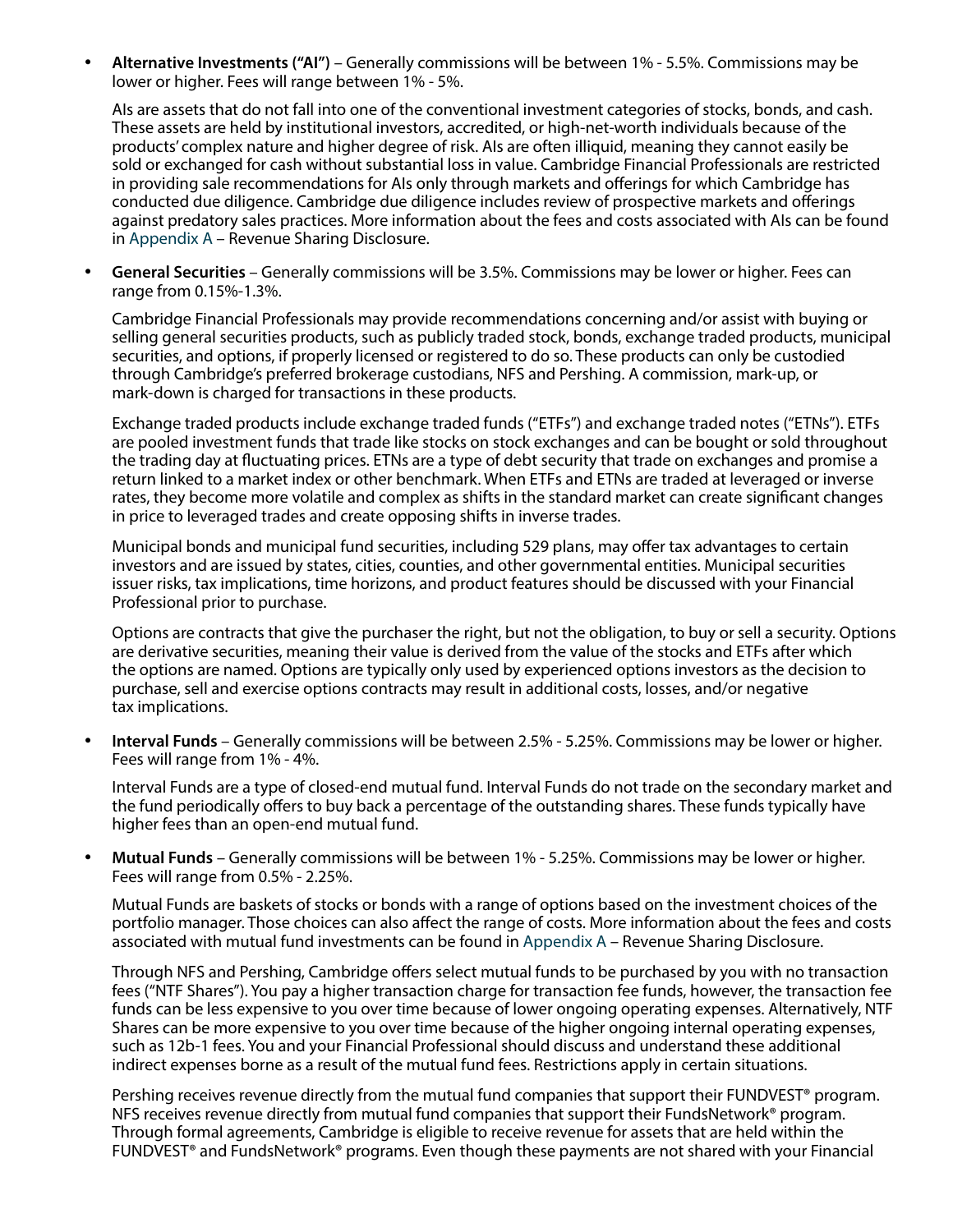- **Alternative Investments ("AI")** – Generally commissions will be between 1% - 5.5%. Commissions may be lower or higher. Fees will range between 1% - 5%.

  AIs are assets that do not fall into one of the conventional investment categories of stocks, bonds, and cash. These assets are held by institutional investors, accredited, or high-net-worth individuals because of the products' complex nature and higher degree of risk. AIs are often illiquid, meaning they cannot easily be sold or exchanged for cash without substantial loss in value. Cambridge Financial Professionals are restricted in providing sale recommendations for AIs only through markets and offerings for which Cambridge has conducted due diligence. Cambridge due diligence includes review of prospective markets and offerings against predatory sales practices. More information about the fees and costs associated with AIs can be found in Appendix A – Revenue Sharing Disclosure.

- **General Securities** – Generally commissions will be 3.5%. Commissions may be lower or higher. Fees can range from 0.15%-1.3%.

  Cambridge Financial Professionals may provide recommendations concerning and/or assist with buying or selling general securities products, such as publicly traded stock, bonds, exchange traded products, municipal securities, and options, if properly licensed or registered to do so. These products can only be custodied through Cambridge's preferred brokerage custodians, NFS and Pershing. A commission, mark-up, or mark-down is charged for transactions in these products.

  Exchange traded products include exchange traded funds ("ETFs") and exchange traded notes ("ETNs"). ETFs are pooled investment funds that trade like stocks on stock exchanges and can be bought or sold throughout the trading day at fluctuating prices. ETNs are a type of debt security that trade on exchanges and promise a return linked to a market index or other benchmark. When ETFs and ETNs are traded at leveraged or inverse rates, they become more volatile and complex as shifts in the standard market can create significant changes in price to leveraged trades and create opposing shifts in inverse trades.

  Municipal bonds and municipal fund securities, including 529 plans, may offer tax advantages to certain investors and are issued by states, cities, counties, and other governmental entities. Municipal securities issuer risks, tax implications, time horizons, and product features should be discussed with your Financial Professional prior to purchase.

  Options are contracts that give the purchaser the right, but not the obligation, to buy or sell a security. Options are derivative securities, meaning their value is derived from the value of the stocks and ETFs after which the options are named. Options are typically only used by experienced options investors as the decision to purchase, sell and exercise options contracts may result in additional costs, losses, and/or negative tax implications.

- **Interval Funds** – Generally commissions will be between 2.5% - 5.25%. Commissions may be lower or higher. Fees will range from 1% - 4%.

  Interval Funds are a type of closed-end mutual fund. Interval Funds do not trade on the secondary market and the fund periodically offers to buy back a percentage of the outstanding shares. These funds typically have higher fees than an open-end mutual fund.

- **Mutual Funds** – Generally commissions will be between 1% - 5.25%. Commissions may be lower or higher. Fees will range from 0.5% - 2.25%.

  Mutual Funds are baskets of stocks or bonds with a range of options based on the investment choices of the portfolio manager. Those choices can also affect the range of costs. More information about the fees and costs associated with mutual fund investments can be found in Appendix A – Revenue Sharing Disclosure.

  Through NFS and Pershing, Cambridge offers select mutual funds to be purchased by you with no transaction fees ("NTF Shares"). You pay a higher transaction charge for transaction fee funds, however, the transaction fee funds can be less expensive to you over time because of lower ongoing operating expenses. Alternatively, NTF Shares can be more expensive to you over time because of the higher ongoing internal operating expenses, such as 12b-1 fees. You and your Financial Professional should discuss and understand these additional indirect expenses borne as a result of the mutual fund fees. Restrictions apply in certain situations.

  Pershing receives revenue directly from the mutual fund companies that support their FUNDVEST® program. NFS receives revenue directly from mutual fund companies that support their FundsNetwork® program. Through formal agreements, Cambridge is eligible to receive revenue for assets that are held within the FUNDVEST® and FundsNetwork® programs. Even though these payments are not shared with your Financial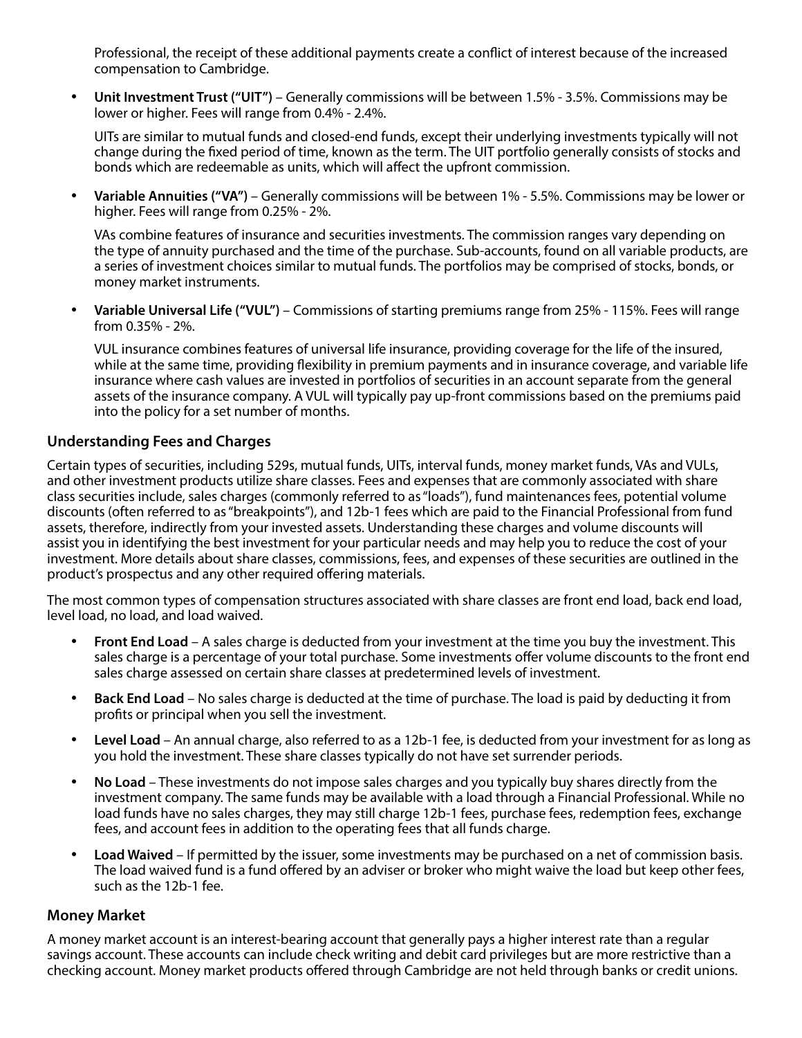Professional, the receipt of these additional payments create a conflict of interest because of the increased compensation to Cambridge.

- **Unit Investment Trust ("UIT")** – Generally commissions will be between 1.5% - 3.5%. Commissions may be lower or higher. Fees will range from 0.4% - 2.4%.

  UITs are similar to mutual funds and closed-end funds, except their underlying investments typically will not change during the fixed period of time, known as the term. The UIT portfolio generally consists of stocks and bonds which are redeemable as units, which will affect the upfront commission.

- **Variable Annuities ("VA")** – Generally commissions will be between 1% - 5.5%. Commissions may be lower or higher. Fees will range from 0.25% - 2%.

  VAs combine features of insurance and securities investments. The commission ranges vary depending on the type of annuity purchased and the time of the purchase. Sub-accounts, found on all variable products, are a series of investment choices similar to mutual funds. The portfolios may be comprised of stocks, bonds, or money market instruments.

- **Variable Universal Life ("VUL")** – Commissions of starting premiums range from 25% - 115%. Fees will range from 0.35% - 2%.

  VUL insurance combines features of universal life insurance, providing coverage for the life of the insured, while at the same time, providing flexibility in premium payments and in insurance coverage, and variable life insurance where cash values are invested in portfolios of securities in an account separate from the general assets of the insurance company. A VUL will typically pay up-front commissions based on the premiums paid into the policy for a set number of months.

### Understanding Fees and Charges

Certain types of securities, including 529s, mutual funds, UITs, interval funds, money market funds, VAs and VULs, and other investment products utilize share classes. Fees and expenses that are commonly associated with share class securities include, sales charges (commonly referred to as "loads"), fund maintenances fees, potential volume discounts (often referred to as "breakpoints"), and 12b-1 fees which are paid to the Financial Professional from fund assets, therefore, indirectly from your invested assets. Understanding these charges and volume discounts will assist you in identifying the best investment for your particular needs and may help you to reduce the cost of your investment. More details about share classes, commissions, fees, and expenses of these securities are outlined in the product's prospectus and any other required offering materials.

The most common types of compensation structures associated with share classes are front end load, back end load, level load, no load, and load waived.

- **Front End Load** – A sales charge is deducted from your investment at the time you buy the investment. This sales charge is a percentage of your total purchase. Some investments offer volume discounts to the front end sales charge assessed on certain share classes at predetermined levels of investment.
- **Back End Load** – No sales charge is deducted at the time of purchase. The load is paid by deducting it from profits or principal when you sell the investment.
- **Level Load** – An annual charge, also referred to as a 12b-1 fee, is deducted from your investment for as long as you hold the investment. These share classes typically do not have set surrender periods.
- **No Load** – These investments do not impose sales charges and you typically buy shares directly from the investment company. The same funds may be available with a load through a Financial Professional. While no load funds have no sales charges, they may still charge 12b-1 fees, purchase fees, redemption fees, exchange fees, and account fees in addition to the operating fees that all funds charge.
- **Load Waived** – If permitted by the issuer, some investments may be purchased on a net of commission basis. The load waived fund is a fund offered by an adviser or broker who might waive the load but keep other fees, such as the 12b-1 fee.

### Money Market

A money market account is an interest-bearing account that generally pays a higher interest rate than a regular savings account. These accounts can include check writing and debit card privileges but are more restrictive than a checking account. Money market products offered through Cambridge are not held through banks or credit unions.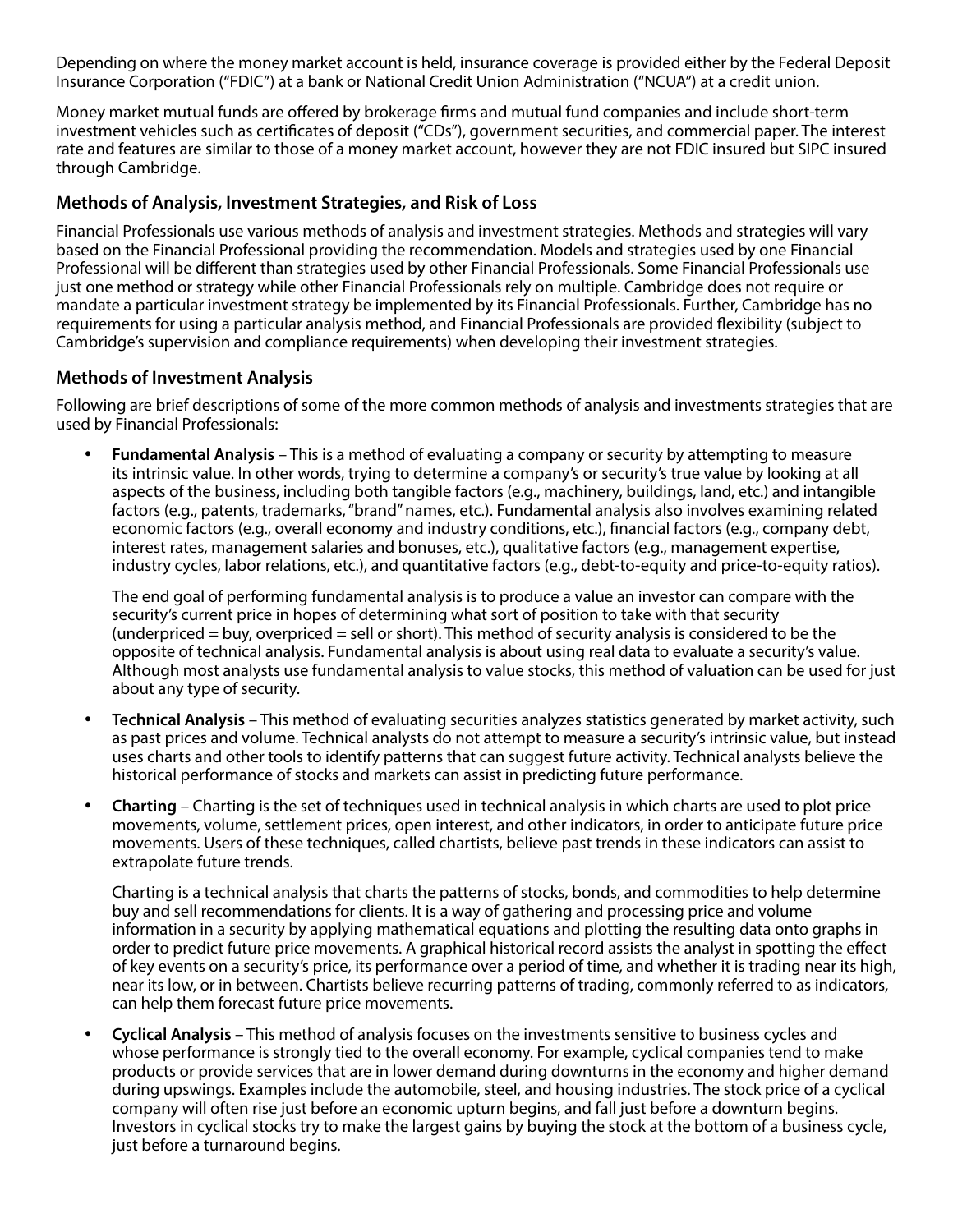Depending on where the money market account is held, insurance coverage is provided either by the Federal Deposit Insurance Corporation ("FDIC") at a bank or National Credit Union Administration ("NCUA") at a credit union.

Money market mutual funds are offered by brokerage firms and mutual fund companies and include short-term investment vehicles such as certificates of deposit ("CDs"), government securities, and commercial paper. The interest rate and features are similar to those of a money market account, however they are not FDIC insured but SIPC insured through Cambridge.

### Methods of Analysis, Investment Strategies, and Risk of Loss

Financial Professionals use various methods of analysis and investment strategies. Methods and strategies will vary based on the Financial Professional providing the recommendation. Models and strategies used by one Financial Professional will be different than strategies used by other Financial Professionals. Some Financial Professionals use just one method or strategy while other Financial Professionals rely on multiple. Cambridge does not require or mandate a particular investment strategy be implemented by its Financial Professionals. Further, Cambridge has no requirements for using a particular analysis method, and Financial Professionals are provided flexibility (subject to Cambridge's supervision and compliance requirements) when developing their investment strategies.

### Methods of Investment Analysis

Following are brief descriptions of some of the more common methods of analysis and investments strategies that are used by Financial Professionals:

- **Fundamental Analysis** – This is a method of evaluating a company or security by attempting to measure its intrinsic value. In other words, trying to determine a company's or security's true value by looking at all aspects of the business, including both tangible factors (e.g., machinery, buildings, land, etc.) and intangible factors (e.g., patents, trademarks, "brand" names, etc.). Fundamental analysis also involves examining related economic factors (e.g., overall economy and industry conditions, etc.), financial factors (e.g., company debt, interest rates, management salaries and bonuses, etc.), qualitative factors (e.g., management expertise, industry cycles, labor relations, etc.), and quantitative factors (e.g., debt-to-equity and price-to-equity ratios).

  The end goal of performing fundamental analysis is to produce a value an investor can compare with the security's current price in hopes of determining what sort of position to take with that security (underpriced = buy, overpriced = sell or short). This method of security analysis is considered to be the opposite of technical analysis. Fundamental analysis is about using real data to evaluate a security's value. Although most analysts use fundamental analysis to value stocks, this method of valuation can be used for just about any type of security.

- **Technical Analysis** – This method of evaluating securities analyzes statistics generated by market activity, such as past prices and volume. Technical analysts do not attempt to measure a security's intrinsic value, but instead uses charts and other tools to identify patterns that can suggest future activity. Technical analysts believe the historical performance of stocks and markets can assist in predicting future performance.

- **Charting** – Charting is the set of techniques used in technical analysis in which charts are used to plot price movements, volume, settlement prices, open interest, and other indicators, in order to anticipate future price movements. Users of these techniques, called chartists, believe past trends in these indicators can assist to extrapolate future trends.

  Charting is a technical analysis that charts the patterns of stocks, bonds, and commodities to help determine buy and sell recommendations for clients. It is a way of gathering and processing price and volume information in a security by applying mathematical equations and plotting the resulting data onto graphs in order to predict future price movements. A graphical historical record assists the analyst in spotting the effect of key events on a security's price, its performance over a period of time, and whether it is trading near its high, near its low, or in between. Chartists believe recurring patterns of trading, commonly referred to as indicators, can help them forecast future price movements.

- **Cyclical Analysis** – This method of analysis focuses on the investments sensitive to business cycles and whose performance is strongly tied to the overall economy. For example, cyclical companies tend to make products or provide services that are in lower demand during downturns in the economy and higher demand during upswings. Examples include the automobile, steel, and housing industries. The stock price of a cyclical company will often rise just before an economic upturn begins, and fall just before a downturn begins. Investors in cyclical stocks try to make the largest gains by buying the stock at the bottom of a business cycle, just before a turnaround begins.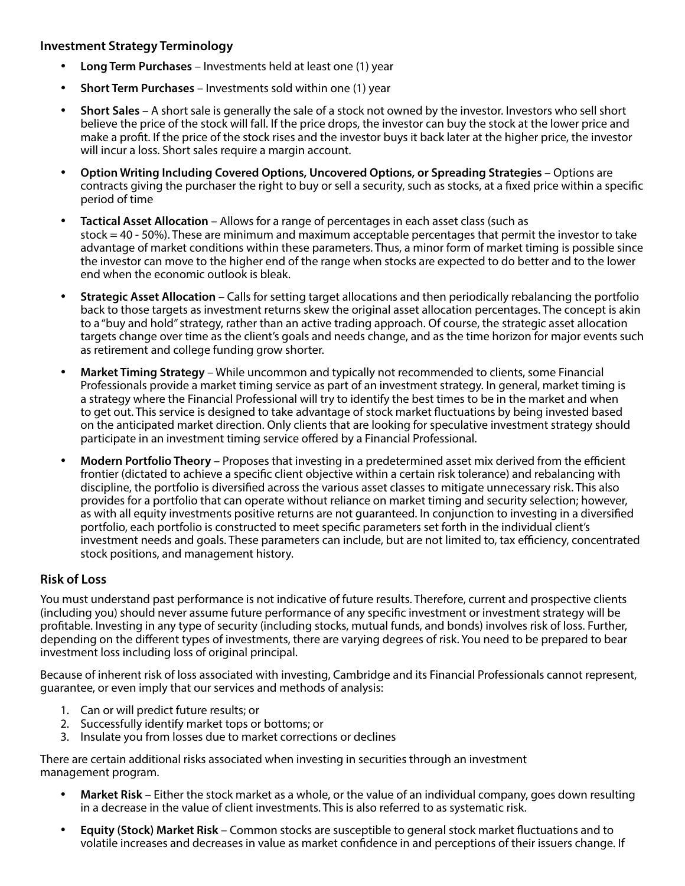### Investment Strategy Terminology

- **Long Term Purchases** – Investments held at least one (1) year
- **Short Term Purchases** – Investments sold within one (1) year
- **Short Sales** – A short sale is generally the sale of a stock not owned by the investor. Investors who sell short believe the price of the stock will fall. If the price drops, the investor can buy the stock at the lower price and make a profit. If the price of the stock rises and the investor buys it back later at the higher price, the investor will incur a loss. Short sales require a margin account.
- **Option Writing Including Covered Options, Uncovered Options, or Spreading Strategies** – Options are contracts giving the purchaser the right to buy or sell a security, such as stocks, at a fixed price within a specific period of time
- **Tactical Asset Allocation** – Allows for a range of percentages in each asset class (such as stock = 40 - 50%). These are minimum and maximum acceptable percentages that permit the investor to take advantage of market conditions within these parameters. Thus, a minor form of market timing is possible since the investor can move to the higher end of the range when stocks are expected to do better and to the lower end when the economic outlook is bleak.
- **Strategic Asset Allocation** – Calls for setting target allocations and then periodically rebalancing the portfolio back to those targets as investment returns skew the original asset allocation percentages. The concept is akin to a "buy and hold" strategy, rather than an active trading approach. Of course, the strategic asset allocation targets change over time as the client's goals and needs change, and as the time horizon for major events such as retirement and college funding grow shorter.
- **Market Timing Strategy** – While uncommon and typically not recommended to clients, some Financial Professionals provide a market timing service as part of an investment strategy. In general, market timing is a strategy where the Financial Professional will try to identify the best times to be in the market and when to get out. This service is designed to take advantage of stock market fluctuations by being invested based on the anticipated market direction. Only clients that are looking for speculative investment strategy should participate in an investment timing service offered by a Financial Professional.
- **Modern Portfolio Theory** – Proposes that investing in a predetermined asset mix derived from the efficient frontier (dictated to achieve a specific client objective within a certain risk tolerance) and rebalancing with discipline, the portfolio is diversified across the various asset classes to mitigate unnecessary risk. This also provides for a portfolio that can operate without reliance on market timing and security selection; however, as with all equity investments positive returns are not guaranteed. In conjunction to investing in a diversified portfolio, each portfolio is constructed to meet specific parameters set forth in the individual client's investment needs and goals. These parameters can include, but are not limited to, tax efficiency, concentrated stock positions, and management history.

### Risk of Loss

You must understand past performance is not indicative of future results. Therefore, current and prospective clients (including you) should never assume future performance of any specific investment or investment strategy will be profitable. Investing in any type of security (including stocks, mutual funds, and bonds) involves risk of loss. Further, depending on the different types of investments, there are varying degrees of risk. You need to be prepared to bear investment loss including loss of original principal.

Because of inherent risk of loss associated with investing, Cambridge and its Financial Professionals cannot represent, guarantee, or even imply that our services and methods of analysis:

1. Can or will predict future results; or
2. Successfully identify market tops or bottoms; or
3. Insulate you from losses due to market corrections or declines

There are certain additional risks associated when investing in securities through an investment management program.

- **Market Risk** – Either the stock market as a whole, or the value of an individual company, goes down resulting in a decrease in the value of client investments. This is also referred to as systematic risk.
- **Equity (Stock) Market Risk** – Common stocks are susceptible to general stock market fluctuations and to volatile increases and decreases in value as market confidence in and perceptions of their issuers change. If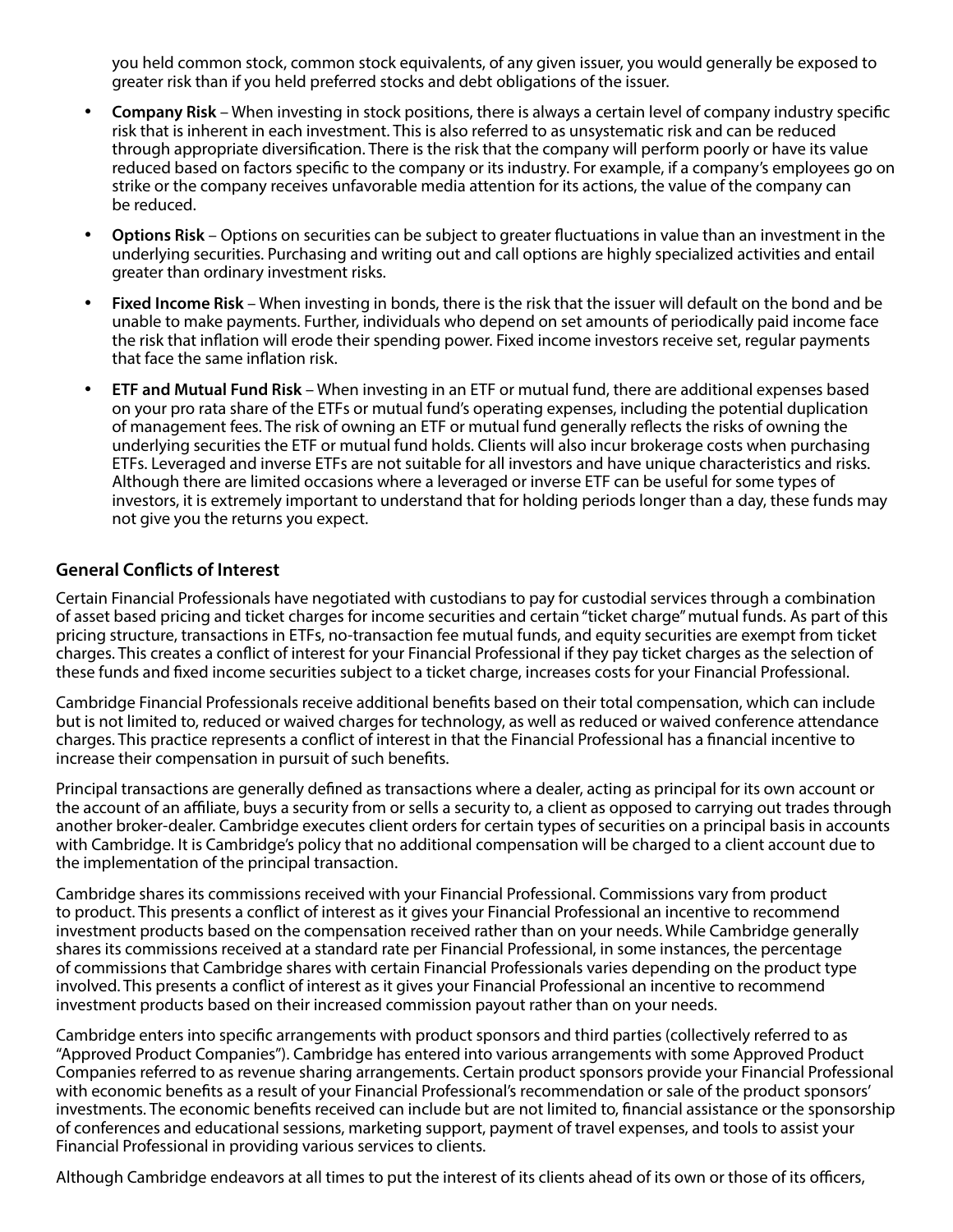you held common stock, common stock equivalents, of any given issuer, you would generally be exposed to greater risk than if you held preferred stocks and debt obligations of the issuer.

- **Company Risk** – When investing in stock positions, there is always a certain level of company industry specific risk that is inherent in each investment. This is also referred to as unsystematic risk and can be reduced through appropriate diversification. There is the risk that the company will perform poorly or have its value reduced based on factors specific to the company or its industry. For example, if a company's employees go on strike or the company receives unfavorable media attention for its actions, the value of the company can be reduced.
- **Options Risk** – Options on securities can be subject to greater fluctuations in value than an investment in the underlying securities. Purchasing and writing out and call options are highly specialized activities and entail greater than ordinary investment risks.
- **Fixed Income Risk** – When investing in bonds, there is the risk that the issuer will default on the bond and be unable to make payments. Further, individuals who depend on set amounts of periodically paid income face the risk that inflation will erode their spending power. Fixed income investors receive set, regular payments that face the same inflation risk.
- **ETF and Mutual Fund Risk** – When investing in an ETF or mutual fund, there are additional expenses based on your pro rata share of the ETFs or mutual fund's operating expenses, including the potential duplication of management fees. The risk of owning an ETF or mutual fund generally reflects the risks of owning the underlying securities the ETF or mutual fund holds. Clients will also incur brokerage costs when purchasing ETFs. Leveraged and inverse ETFs are not suitable for all investors and have unique characteristics and risks. Although there are limited occasions where a leveraged or inverse ETF can be useful for some types of investors, it is extremely important to understand that for holding periods longer than a day, these funds may not give you the returns you expect.

### General Conflicts of Interest

Certain Financial Professionals have negotiated with custodians to pay for custodial services through a combination of asset based pricing and ticket charges for income securities and certain "ticket charge" mutual funds. As part of this pricing structure, transactions in ETFs, no-transaction fee mutual funds, and equity securities are exempt from ticket charges. This creates a conflict of interest for your Financial Professional if they pay ticket charges as the selection of these funds and fixed income securities subject to a ticket charge, increases costs for your Financial Professional.

Cambridge Financial Professionals receive additional benefits based on their total compensation, which can include but is not limited to, reduced or waived charges for technology, as well as reduced or waived conference attendance charges. This practice represents a conflict of interest in that the Financial Professional has a financial incentive to increase their compensation in pursuit of such benefits.

Principal transactions are generally defined as transactions where a dealer, acting as principal for its own account or the account of an affiliate, buys a security from or sells a security to, a client as opposed to carrying out trades through another broker-dealer. Cambridge executes client orders for certain types of securities on a principal basis in accounts with Cambridge. It is Cambridge's policy that no additional compensation will be charged to a client account due to the implementation of the principal transaction.

Cambridge shares its commissions received with your Financial Professional. Commissions vary from product to product. This presents a conflict of interest as it gives your Financial Professional an incentive to recommend investment products based on the compensation received rather than on your needs. While Cambridge generally shares its commissions received at a standard rate per Financial Professional, in some instances, the percentage of commissions that Cambridge shares with certain Financial Professionals varies depending on the product type involved. This presents a conflict of interest as it gives your Financial Professional an incentive to recommend investment products based on their increased commission payout rather than on your needs.

Cambridge enters into specific arrangements with product sponsors and third parties (collectively referred to as "Approved Product Companies"). Cambridge has entered into various arrangements with some Approved Product Companies referred to as revenue sharing arrangements. Certain product sponsors provide your Financial Professional with economic benefits as a result of your Financial Professional's recommendation or sale of the product sponsors' investments. The economic benefits received can include but are not limited to, financial assistance or the sponsorship of conferences and educational sessions, marketing support, payment of travel expenses, and tools to assist your Financial Professional in providing various services to clients.

Although Cambridge endeavors at all times to put the interest of its clients ahead of its own or those of its officers,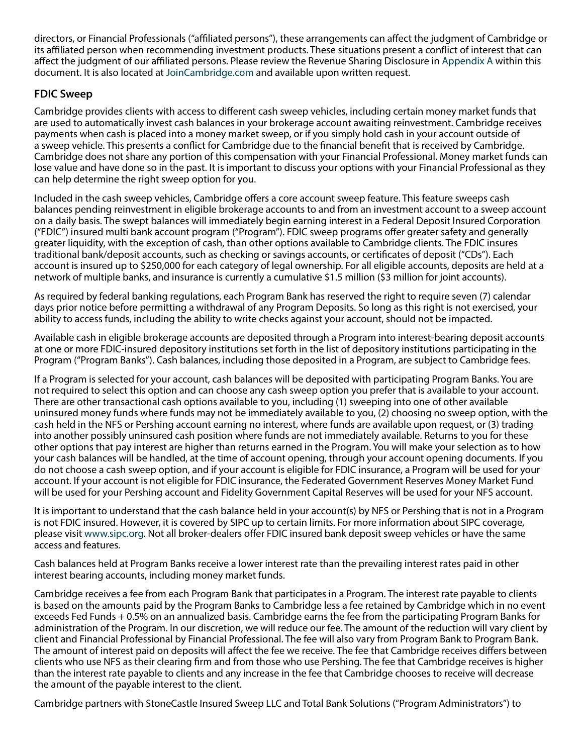directors, or Financial Professionals ("affiliated persons"), these arrangements can affect the judgment of Cambridge or its affiliated person when recommending investment products. These situations present a conflict of interest that can affect the judgment of our affiliated persons. Please review the Revenue Sharing Disclosure in Appendix A within this document. It is also located at JoinCambridge.com and available upon written request.

### FDIC Sweep

Cambridge provides clients with access to different cash sweep vehicles, including certain money market funds that are used to automatically invest cash balances in your brokerage account awaiting reinvestment. Cambridge receives payments when cash is placed into a money market sweep, or if you simply hold cash in your account outside of a sweep vehicle. This presents a conflict for Cambridge due to the financial benefit that is received by Cambridge. Cambridge does not share any portion of this compensation with your Financial Professional. Money market funds can lose value and have done so in the past. It is important to discuss your options with your Financial Professional as they can help determine the right sweep option for you.

Included in the cash sweep vehicles, Cambridge offers a core account sweep feature. This feature sweeps cash balances pending reinvestment in eligible brokerage accounts to and from an investment account to a sweep account on a daily basis. The swept balances will immediately begin earning interest in a Federal Deposit Insured Corporation ("FDIC") insured multi bank account program ("Program"). FDIC sweep programs offer greater safety and generally greater liquidity, with the exception of cash, than other options available to Cambridge clients. The FDIC insures traditional bank/deposit accounts, such as checking or savings accounts, or certificates of deposit ("CDs"). Each account is insured up to $250,000 for each category of legal ownership. For all eligible accounts, deposits are held at a network of multiple banks, and insurance is currently a cumulative $1.5 million ($3 million for joint accounts).

As required by federal banking regulations, each Program Bank has reserved the right to require seven (7) calendar days prior notice before permitting a withdrawal of any Program Deposits. So long as this right is not exercised, your ability to access funds, including the ability to write checks against your account, should not be impacted.

Available cash in eligible brokerage accounts are deposited through a Program into interest-bearing deposit accounts at one or more FDIC-insured depository institutions set forth in the list of depository institutions participating in the Program ("Program Banks"). Cash balances, including those deposited in a Program, are subject to Cambridge fees.

If a Program is selected for your account, cash balances will be deposited with participating Program Banks. You are not required to select this option and can choose any cash sweep option you prefer that is available to your account. There are other transactional cash options available to you, including (1) sweeping into one of other available uninsured money funds where funds may not be immediately available to you, (2) choosing no sweep option, with the cash held in the NFS or Pershing account earning no interest, where funds are available upon request, or (3) trading into another possibly uninsured cash position where funds are not immediately available. Returns to you for these other options that pay interest are higher than returns earned in the Program. You will make your selection as to how your cash balances will be handled, at the time of account opening, through your account opening documents. If you do not choose a cash sweep option, and if your account is eligible for FDIC insurance, a Program will be used for your account. If your account is not eligible for FDIC insurance, the Federated Government Reserves Money Market Fund will be used for your Pershing account and Fidelity Government Capital Reserves will be used for your NFS account.

It is important to understand that the cash balance held in your account(s) by NFS or Pershing that is not in a Program is not FDIC insured. However, it is covered by SIPC up to certain limits. For more information about SIPC coverage, please visit www.sipc.org. Not all broker-dealers offer FDIC insured bank deposit sweep vehicles or have the same access and features.

Cash balances held at Program Banks receive a lower interest rate than the prevailing interest rates paid in other interest bearing accounts, including money market funds.

Cambridge receives a fee from each Program Bank that participates in a Program. The interest rate payable to clients is based on the amounts paid by the Program Banks to Cambridge less a fee retained by Cambridge which in no event exceeds Fed Funds + 0.5% on an annualized basis. Cambridge earns the fee from the participating Program Banks for administration of the Program. In our discretion, we will reduce our fee. The amount of the reduction will vary client by client and Financial Professional by Financial Professional. The fee will also vary from Program Bank to Program Bank. The amount of interest paid on deposits will affect the fee we receive. The fee that Cambridge receives differs between clients who use NFS as their clearing firm and from those who use Pershing. The fee that Cambridge receives is higher than the interest rate payable to clients and any increase in the fee that Cambridge chooses to receive will decrease the amount of the payable interest to the client.

Cambridge partners with StoneCastle Insured Sweep LLC and Total Bank Solutions ("Program Administrators") to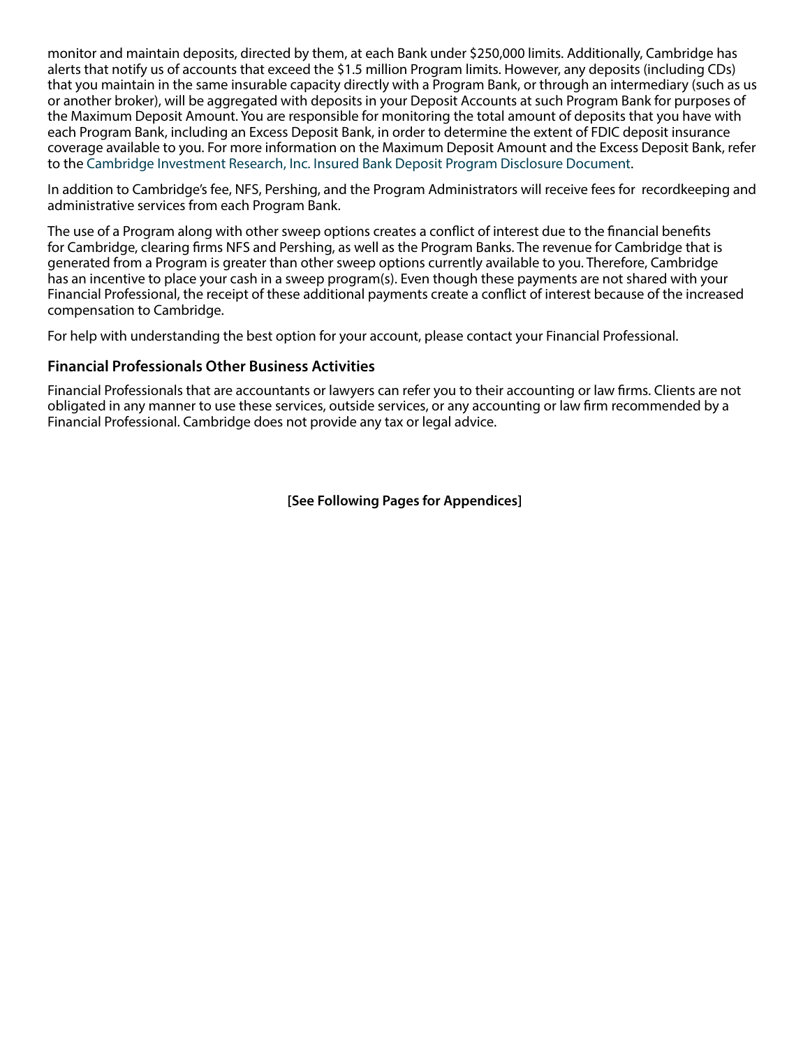monitor and maintain deposits, directed by them, at each Bank under $250,000 limits. Additionally, Cambridge has alerts that notify us of accounts that exceed the $1.5 million Program limits. However, any deposits (including CDs) that you maintain in the same insurable capacity directly with a Program Bank, or through an intermediary (such as us or another broker), will be aggregated with deposits in your Deposit Accounts at such Program Bank for purposes of the Maximum Deposit Amount. You are responsible for monitoring the total amount of deposits that you have with each Program Bank, including an Excess Deposit Bank, in order to determine the extent of FDIC deposit insurance coverage available to you. For more information on the Maximum Deposit Amount and the Excess Deposit Bank, refer to the Cambridge Investment Research, Inc. Insured Bank Deposit Program Disclosure Document.

In addition to Cambridge's fee, NFS, Pershing, and the Program Administrators will receive fees for recordkeeping and administrative services from each Program Bank.

The use of a Program along with other sweep options creates a conflict of interest due to the financial benefits for Cambridge, clearing firms NFS and Pershing, as well as the Program Banks. The revenue for Cambridge that is generated from a Program is greater than other sweep options currently available to you. Therefore, Cambridge has an incentive to place your cash in a sweep program(s). Even though these payments are not shared with your Financial Professional, the receipt of these additional payments create a conflict of interest because of the increased compensation to Cambridge.

For help with understanding the best option for your account, please contact your Financial Professional.

### Financial Professionals Other Business Activities

Financial Professionals that are accountants or lawyers can refer you to their accounting or law firms. Clients are not obligated in any manner to use these services, outside services, or any accounting or law firm recommended by a Financial Professional. Cambridge does not provide any tax or legal advice.

**[See Following Pages for Appendices]**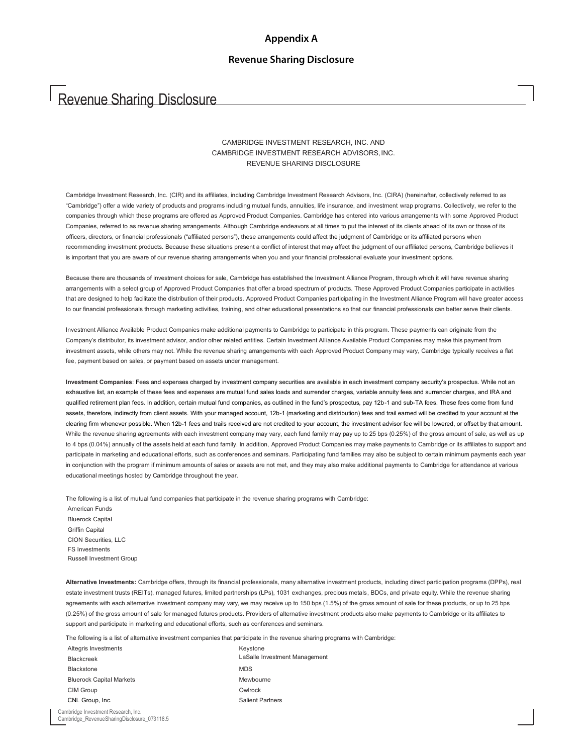## Appendix A

## Revenue Sharing Disclosure

# Revenue Sharing Disclosure

CAMBRIDGE INVESTMENT RESEARCH, INC. AND
CAMBRIDGE INVESTMENT RESEARCH ADVISORS, INC.
REVENUE SHARING DISCLOSURE

Cambridge Investment Research, Inc. (CIR) and its affiliates, including Cambridge Investment Research Advisors, Inc. (CIRA) (hereinafter, collectively referred to as "Cambridge") offer a wide variety of products and programs including mutual funds, annuities, life insurance, and investment wrap programs. Collectively, we refer to the companies through which these programs are offered as Approved Product Companies. Cambridge has entered into various arrangements with some Approved Product Companies, referred to as revenue sharing arrangements. Although Cambridge endeavors at all times to put the interest of its clients ahead of its own or those of its officers, directors, or financial professionals ("affiliated persons"), these arrangements could affect the judgment of Cambridge or its affiliated persons when recommending investment products. Because these situations present a conflict of interest that may affect the judgment of our affiliated persons, Cambridge believes it is important that you are aware of our revenue sharing arrangements when you and your financial professional evaluate your investment options.

Because there are thousands of investment choices for sale, Cambridge has established the Investment Alliance Program, through which it will have revenue sharing arrangements with a select group of Approved Product Companies that offer a broad spectrum of products. These Approved Product Companies participate in activities that are designed to help facilitate the distribution of their products. Approved Product Companies participating in the Investment Alliance Program will have greater access to our financial professionals through marketing activities, training, and other educational presentations so that our financial professionals can better serve their clients.

Investment Alliance Available Product Companies make additional payments to Cambridge to participate in this program. These payments can originate from the Company's distributor, its investment advisor, and/or other related entities. Certain Investment Alliance Available Product Companies may make this payment from investment assets, while others may not. While the revenue sharing arrangements with each Approved Product Company may vary, Cambridge typically receives a flat fee, payment based on sales, or payment based on assets under management.

**Investment Companies**: Fees and expenses charged by investment company securities are available in each investment company security's prospectus. While not an exhaustive list, an example of these fees and expenses are mutual fund sales loads and surrender charges, variable annuity fees and surrender charges, and IRA and qualified retirement plan fees. In addition, certain mutual fund companies, as outlined in the fund's prospectus, pay 12b-1 and sub-TA fees. These fees come from fund assets, therefore, indirectly from client assets. With your managed account, 12b-1 (marketing and distribution) fees and trail earned will be credited to your account at the clearing firm whenever possible. When 12b-1 fees and trails received are not credited to your account, the investment advisor fee will be lowered, or offset by that amount. While the revenue sharing agreements with each investment company may vary, each fund family may pay up to 25 bps (0.25%) of the gross amount of sale, as well as up to 4 bps (0.04%) annually of the assets held at each fund family. In addition, Approved Product Companies may make payments to Cambridge or its affiliates to support and participate in marketing and educational efforts, such as conferences and seminars. Participating fund families may also be subject to certain minimum payments each year in conjunction with the program if minimum amounts of sales or assets are not met, and they may also make additional payments to Cambridge for attendance at various educational meetings hosted by Cambridge throughout the year.

The following is a list of mutual fund companies that participate in the revenue sharing programs with Cambridge:

- American Funds
- Bluerock Capital
- Griffin Capital
- CION Securities, LLC
- FS Investments
- Russell Investment Group

**Alternative Investments:** Cambridge offers, through its financial professionals, many alternative investment products, including direct participation programs (DPPs), real estate investment trusts (REITs), managed futures, limited partnerships (LPs), 1031 exchanges, precious metals, BDCs, and private equity. While the revenue sharing agreements with each alternative investment company may vary, we may receive up to 150 bps (1.5%) of the gross amount of sale for these products, or up to 25 bps (0.25%) of the gross amount of sale for managed futures products. Providers of alternative investment products also make payments to Cambridge or its affiliates to support and participate in marketing and educational efforts, such as conferences and seminars.

The following is a list of alternative investment companies that participate in the revenue sharing programs with Cambridge:

- Altegris Investments
- Blackcreek
- Blackstone
- Bluerock Capital Markets
- CIM Group
- CNL Group, Inc.
- Keystone
- LaSalle Investment Management
- MDS
- Mewbourne
- Owlrock
- Salient Partners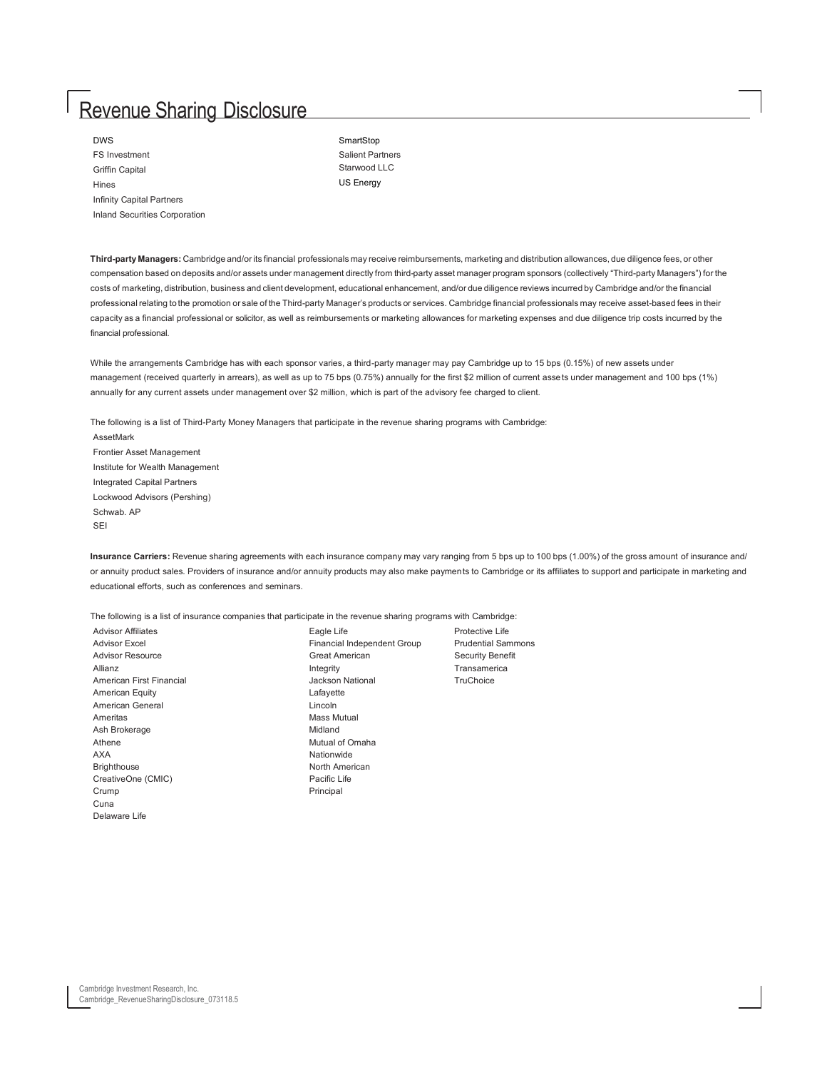# Revenue Sharing Disclosure

- DWS
- FS Investment
- Griffin Capital
- Hines
- Infinity Capital Partners
- Inland Securities Corporation
- SmartStop
- Salient Partners
- Starwood LLC
- US Energy

**Third-party Managers:** Cambridge and/or its financial professionals may receive reimbursements, marketing and distribution allowances, due diligence fees, or other compensation based on deposits and/or assets under management directly from third-party asset manager program sponsors (collectively "Third-party Managers") for the costs of marketing, distribution, business and client development, educational enhancement, and/or due diligence reviews incurred by Cambridge and/or the financial professional relating to the promotion or sale of the Third-party Manager's products or services. Cambridge financial professionals may receive asset-based fees in their capacity as a financial professional or solicitor, as well as reimbursements or marketing allowances for marketing expenses and due diligence trip costs incurred by the financial professional.

While the arrangements Cambridge has with each sponsor varies, a third-party manager may pay Cambridge up to 15 bps (0.15%) of new assets under management (received quarterly in arrears), as well as up to 75 bps (0.75%) annually for the first $2 million of current assets under management and 100 bps (1%) annually for any current assets under management over $2 million, which is part of the advisory fee charged to client.

The following is a list of Third-Party Money Managers that participate in the revenue sharing programs with Cambridge:

- AssetMark
- Frontier Asset Management
- Institute for Wealth Management
- Integrated Capital Partners
- Lockwood Advisors (Pershing)
- Schwab. AP
- SEI

**Insurance Carriers:** Revenue sharing agreements with each insurance company may vary ranging from 5 bps up to 100 bps (1.00%) of the gross amount of insurance and/ or annuity product sales. Providers of insurance and/or annuity products may also make payments to Cambridge or its affiliates to support and participate in marketing and educational efforts, such as conferences and seminars.

The following is a list of insurance companies that participate in the revenue sharing programs with Cambridge:

- Advisor Affiliates
- Advisor Excel
- Advisor Resource
- Allianz
- American First Financial
- American Equity
- American General
- Ameritas
- Ash Brokerage
- Athene
- AXA
- Brighthouse
- CreativeOne (CMIC)
- Crump
- Cuna
- Delaware Life
- Eagle Life
- Financial Independent Group
- Great American
- Integrity
- Jackson National
- Lafayette
- Lincoln
- Mass Mutual
- Midland
- Mutual of Omaha
- Nationwide
- North American
- Pacific Life
- Principal
- Protective Life
- Prudential Sammons
- Security Benefit
- Transamerica
- TruChoice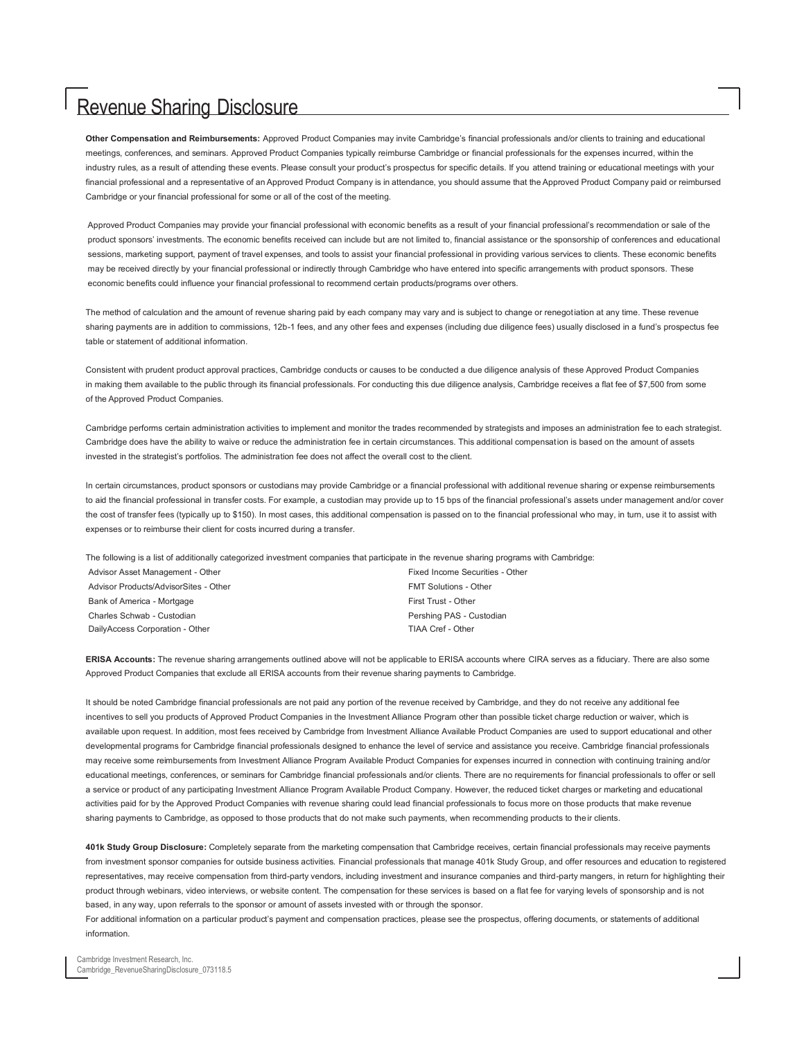# Revenue Sharing Disclosure

**Other Compensation and Reimbursements:** Approved Product Companies may invite Cambridge's financial professionals and/or clients to training and educational meetings, conferences, and seminars. Approved Product Companies typically reimburse Cambridge or financial professionals for the expenses incurred, within the industry rules, as a result of attending these events. Please consult your product's prospectus for specific details. If you attend training or educational meetings with your financial professional and a representative of an Approved Product Company is in attendance, you should assume that the Approved Product Company paid or reimbursed Cambridge or your financial professional for some or all of the cost of the meeting.

Approved Product Companies may provide your financial professional with economic benefits as a result of your financial professional's recommendation or sale of the product sponsors' investments. The economic benefits received can include but are not limited to, financial assistance or the sponsorship of conferences and educational sessions, marketing support, payment of travel expenses, and tools to assist your financial professional in providing various services to clients. These economic benefits may be received directly by your financial professional or indirectly through Cambridge who have entered into specific arrangements with product sponsors. These economic benefits could influence your financial professional to recommend certain products/programs over others.

The method of calculation and the amount of revenue sharing paid by each company may vary and is subject to change or renegotiation at any time. These revenue sharing payments are in addition to commissions, 12b-1 fees, and any other fees and expenses (including due diligence fees) usually disclosed in a fund's prospectus fee table or statement of additional information.

Consistent with prudent product approval practices, Cambridge conducts or causes to be conducted a due diligence analysis of these Approved Product Companies in making them available to the public through its financial professionals. For conducting this due diligence analysis, Cambridge receives a flat fee of $7,500 from some of the Approved Product Companies.

Cambridge performs certain administration activities to implement and monitor the trades recommended by strategists and imposes an administration fee to each strategist. Cambridge does have the ability to waive or reduce the administration fee in certain circumstances. This additional compensation is based on the amount of assets invested in the strategist's portfolios. The administration fee does not affect the overall cost to the client.

In certain circumstances, product sponsors or custodians may provide Cambridge or a financial professional with additional revenue sharing or expense reimbursements to aid the financial professional in transfer costs. For example, a custodian may provide up to 15 bps of the financial professional's assets under management and/or cover the cost of transfer fees (typically up to $150). In most cases, this additional compensation is passed on to the financial professional who may, in turn, use it to assist with expenses or to reimburse their client for costs incurred during a transfer.

The following is a list of additionally categorized investment companies that participate in the revenue sharing programs with Cambridge:

- Advisor Asset Management - Other
- Advisor Products/AdvisorSites - Other
- Bank of America - Mortgage
- Charles Schwab - Custodian
- DailyAccess Corporation - Other
- Fixed Income Securities - Other
- FMT Solutions - Other
- First Trust - Other
- Pershing PAS - Custodian
- TIAA Cref - Other

**ERISA Accounts:** The revenue sharing arrangements outlined above will not be applicable to ERISA accounts where CIRA serves as a fiduciary. There are also some Approved Product Companies that exclude all ERISA accounts from their revenue sharing payments to Cambridge.

It should be noted Cambridge financial professionals are not paid any portion of the revenue received by Cambridge, and they do not receive any additional fee incentives to sell you products of Approved Product Companies in the Investment Alliance Program other than possible ticket charge reduction or waiver, which is available upon request. In addition, most fees received by Cambridge from Investment Alliance Available Product Companies are used to support educational and other developmental programs for Cambridge financial professionals designed to enhance the level of service and assistance you receive. Cambridge financial professionals may receive some reimbursements from Investment Alliance Program Available Product Companies for expenses incurred in connection with continuing training and/or educational meetings, conferences, or seminars for Cambridge financial professionals and/or clients. There are no requirements for financial professionals to offer or sell a service or product of any participating Investment Alliance Program Available Product Company. However, the reduced ticket charges or marketing and educational activities paid for by the Approved Product Companies with revenue sharing could lead financial professionals to focus more on those products that make revenue sharing payments to Cambridge, as opposed to those products that do not make such payments, when recommending products to their clients.

**401k Study Group Disclosure:** Completely separate from the marketing compensation that Cambridge receives, certain financial professionals may receive payments from investment sponsor companies for outside business activities. Financial professionals that manage 401k Study Group, and offer resources and education to registered representatives, may receive compensation from third-party vendors, including investment and insurance companies and third-party mangers, in return for highlighting their product through webinars, video interviews, or website content. The compensation for these services is based on a flat fee for varying levels of sponsorship and is not based, in any way, upon referrals to the sponsor or amount of assets invested with or through the sponsor.

For additional information on a particular product's payment and compensation practices, please see the prospectus, offering documents, or statements of additional information.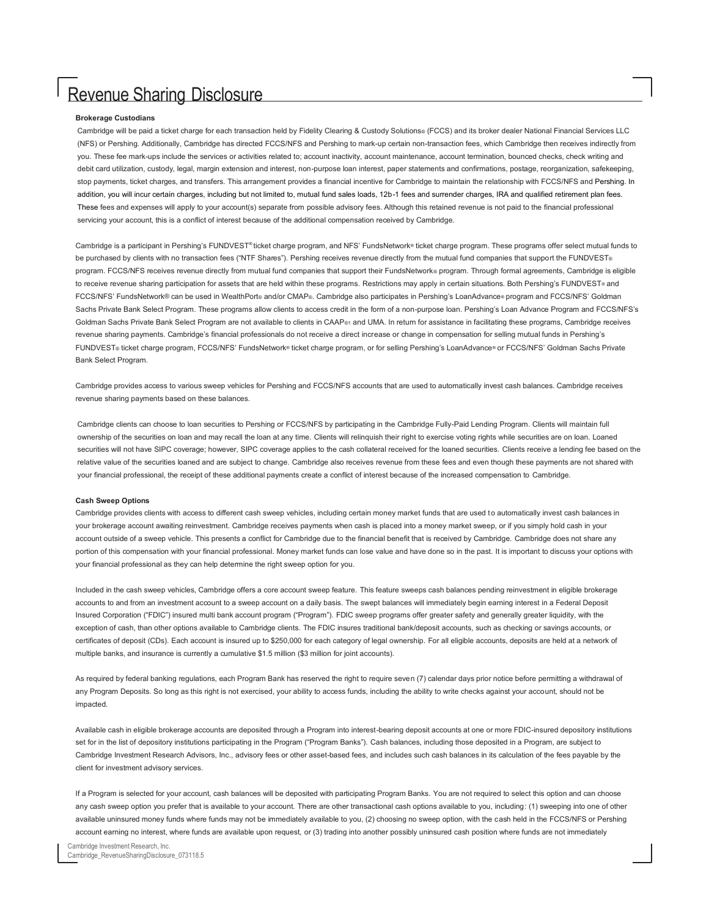# Revenue Sharing Disclosure

**Brokerage Custodians**

Cambridge will be paid a ticket charge for each transaction held by Fidelity Clearing & Custody Solutions® (FCCS) and its broker dealer National Financial Services LLC (NFS) or Pershing. Additionally, Cambridge has directed FCCS/NFS and Pershing to mark-up certain non-transaction fees, which Cambridge then receives indirectly from you. These fee mark-ups include the services or activities related to; account inactivity, account maintenance, account termination, bounced checks, check writing and debit card utilization, custody, legal, margin extension and interest, non-purpose loan interest, paper statements and confirmations, postage, reorganization, safekeeping, stop payments, ticket charges, and transfers. This arrangement provides a financial incentive for Cambridge to maintain the relationship with FCCS/NFS and Pershing. In addition, you will incur certain charges, including but not limited to, mutual fund sales loads, 12b-1 fees and surrender charges, IRA and qualified retirement plan fees. These fees and expenses will apply to your account(s) separate from possible advisory fees. Although this retained revenue is not paid to the financial professional servicing your account, this is a conflict of interest because of the additional compensation received by Cambridge.

Cambridge is a participant in Pershing's FUNDVEST® ticket charge program, and NFS' FundsNetwork® ticket charge program. These programs offer select mutual funds to be purchased by clients with no transaction fees ("NTF Shares"). Pershing receives revenue directly from the mutual fund companies that support the FUNDVEST® program. FCCS/NFS receives revenue directly from mutual fund companies that support their FundsNetwork® program. Through formal agreements, Cambridge is eligible to receive revenue sharing participation for assets that are held within these programs. Restrictions may apply in certain situations. Both Pershing's FUNDVEST® and FCCS/NFS' FundsNetwork® can be used in WealthPort® and/or CMAP®. Cambridge also participates in Pershing's LoanAdvance® program and FCCS/NFS' Goldman Sachs Private Bank Select Program. These programs allow clients to access credit in the form of a non-purpose loan. Pershing's Loan Advance Program and FCCS/NFS's Goldman Sachs Private Bank Select Program are not available to clients in CAAP®1 and UMA. In return for assistance in facilitating these programs, Cambridge receives revenue sharing payments. Cambridge's financial professionals do not receive a direct increase or change in compensation for selling mutual funds in Pershing's FUNDVEST® ticket charge program, FCCS/NFS' FundsNetwork® ticket charge program, or for selling Pershing's LoanAdvance® or FCCS/NFS' Goldman Sachs Private Bank Select Program.

Cambridge provides access to various sweep vehicles for Pershing and FCCS/NFS accounts that are used to automatically invest cash balances. Cambridge receives revenue sharing payments based on these balances.

Cambridge clients can choose to loan securities to Pershing or FCCS/NFS by participating in the Cambridge Fully-Paid Lending Program. Clients will maintain full ownership of the securities on loan and may recall the loan at any time. Clients will relinquish their right to exercise voting rights while securities are on loan. Loaned securities will not have SIPC coverage; however, SIPC coverage applies to the cash collateral received for the loaned securities. Clients receive a lending fee based on the relative value of the securities loaned and are subject to change. Cambridge also receives revenue from these fees and even though these payments are not shared with your financial professional, the receipt of these additional payments create a conflict of interest because of the increased compensation to Cambridge.

**Cash Sweep Options**

Cambridge provides clients with access to different cash sweep vehicles, including certain money market funds that are used to automatically invest cash balances in your brokerage account awaiting reinvestment. Cambridge receives payments when cash is placed into a money market sweep, or if you simply hold cash in your account outside of a sweep vehicle. This presents a conflict for Cambridge due to the financial benefit that is received by Cambridge. Cambridge does not share any portion of this compensation with your financial professional. Money market funds can lose value and have done so in the past. It is important to discuss your options with your financial professional as they can help determine the right sweep option for you.

Included in the cash sweep vehicles, Cambridge offers a core account sweep feature. This feature sweeps cash balances pending reinvestment in eligible brokerage accounts to and from an investment account to a sweep account on a daily basis. The swept balances will immediately begin earning interest in a Federal Deposit Insured Corporation ("FDIC") insured multi bank account program ("Program"). FDIC sweep programs offer greater safety and generally greater liquidity, with the exception of cash, than other options available to Cambridge clients. The FDIC insures traditional bank/deposit accounts, such as checking or savings accounts, or certificates of deposit (CDs). Each account is insured up to $250,000 for each category of legal ownership. For all eligible accounts, deposits are held at a network of multiple banks, and insurance is currently a cumulative $1.5 million ($3 million for joint accounts).

As required by federal banking regulations, each Program Bank has reserved the right to require seven (7) calendar days prior notice before permitting a withdrawal of any Program Deposits. So long as this right is not exercised, your ability to access funds, including the ability to write checks against your account, should not be impacted.

Available cash in eligible brokerage accounts are deposited through a Program into interest-bearing deposit accounts at one or more FDIC-insured depository institutions set for in the list of depository institutions participating in the Program ("Program Banks"). Cash balances, including those deposited in a Program, are subject to Cambridge Investment Research Advisors, Inc., advisory fees or other asset-based fees, and includes such cash balances in its calculation of the fees payable by the client for investment advisory services.

If a Program is selected for your account, cash balances will be deposited with participating Program Banks. You are not required to select this option and can choose any cash sweep option you prefer that is available to your account. There are other transactional cash options available to you, including: (1) sweeping into one of other available uninsured money funds where funds may not be immediately available to you, (2) choosing no sweep option, with the cash held in the FCCS/NFS or Pershing account earning no interest, where funds are available upon request, or (3) trading into another possibly uninsured cash position where funds are not immediately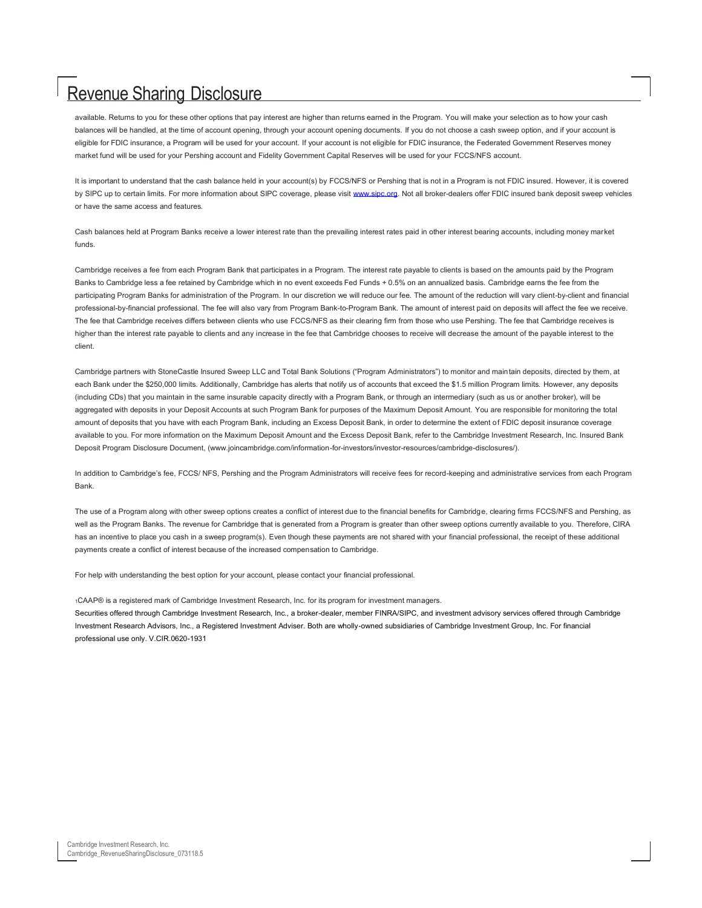# Revenue Sharing Disclosure

available. Returns to you for these other options that pay interest are higher than returns earned in the Program. You will make your selection as to how your cash balances will be handled, at the time of account opening, through your account opening documents. If you do not choose a cash sweep option, and if your account is eligible for FDIC insurance, a Program will be used for your account. If your account is not eligible for FDIC insurance, the Federated Government Reserves money market fund will be used for your Pershing account and Fidelity Government Capital Reserves will be used for your FCCS/NFS account.

It is important to understand that the cash balance held in your account(s) by FCCS/NFS or Pershing that is not in a Program is not FDIC insured. However, it is covered by SIPC up to certain limits. For more information about SIPC coverage, please visit www.sipc.org. Not all broker-dealers offer FDIC insured bank deposit sweep vehicles or have the same access and features.

Cash balances held at Program Banks receive a lower interest rate than the prevailing interest rates paid in other interest bearing accounts, including money market funds.

Cambridge receives a fee from each Program Bank that participates in a Program. The interest rate payable to clients is based on the amounts paid by the Program Banks to Cambridge less a fee retained by Cambridge which in no event exceeds Fed Funds + 0.5% on an annualized basis. Cambridge earns the fee from the participating Program Banks for administration of the Program. In our discretion we will reduce our fee. The amount of the reduction will vary client-by-client and financial professional-by-financial professional. The fee will also vary from Program Bank-to-Program Bank. The amount of interest paid on deposits will affect the fee we receive. The fee that Cambridge receives differs between clients who use FCCS/NFS as their clearing firm from those who use Pershing. The fee that Cambridge receives is higher than the interest rate payable to clients and any increase in the fee that Cambridge chooses to receive will decrease the amount of the payable interest to the client.

Cambridge partners with StoneCastle Insured Sweep LLC and Total Bank Solutions ("Program Administrators") to monitor and maintain deposits, directed by them, at each Bank under the $250,000 limits. Additionally, Cambridge has alerts that notify us of accounts that exceed the $1.5 million Program limits. However, any deposits (including CDs) that you maintain in the same insurable capacity directly with a Program Bank, or through an intermediary (such as us or another broker), will be aggregated with deposits in your Deposit Accounts at such Program Bank for purposes of the Maximum Deposit Amount. You are responsible for monitoring the total amount of deposits that you have with each Program Bank, including an Excess Deposit Bank, in order to determine the extent of FDIC deposit insurance coverage available to you. For more information on the Maximum Deposit Amount and the Excess Deposit Bank, refer to the Cambridge Investment Research, Inc. Insured Bank Deposit Program Disclosure Document, (www.joincambridge.com/information-for-investors/investor-resources/cambridge-disclosures/).

In addition to Cambridge's fee, FCCS/ NFS, Pershing and the Program Administrators will receive fees for record-keeping and administrative services from each Program Bank.

The use of a Program along with other sweep options creates a conflict of interest due to the financial benefits for Cambridge, clearing firms FCCS/NFS and Pershing, as well as the Program Banks. The revenue for Cambridge that is generated from a Program is greater than other sweep options currently available to you. Therefore, CIRA has an incentive to place you cash in a sweep program(s). Even though these payments are not shared with your financial professional, the receipt of these additional payments create a conflict of interest because of the increased compensation to Cambridge.

For help with understanding the best option for your account, please contact your financial professional.

[1]CAAP® is a registered mark of Cambridge Investment Research, Inc. for its program for investment managers.

Securities offered through Cambridge Investment Research, Inc., a broker-dealer, member FINRA/SIPC, and investment advisory services offered through Cambridge Investment Research Advisors, Inc., a Registered Investment Adviser. Both are wholly-owned subsidiaries of Cambridge Investment Group, Inc. For financial professional use only. V.CIR.0620-1931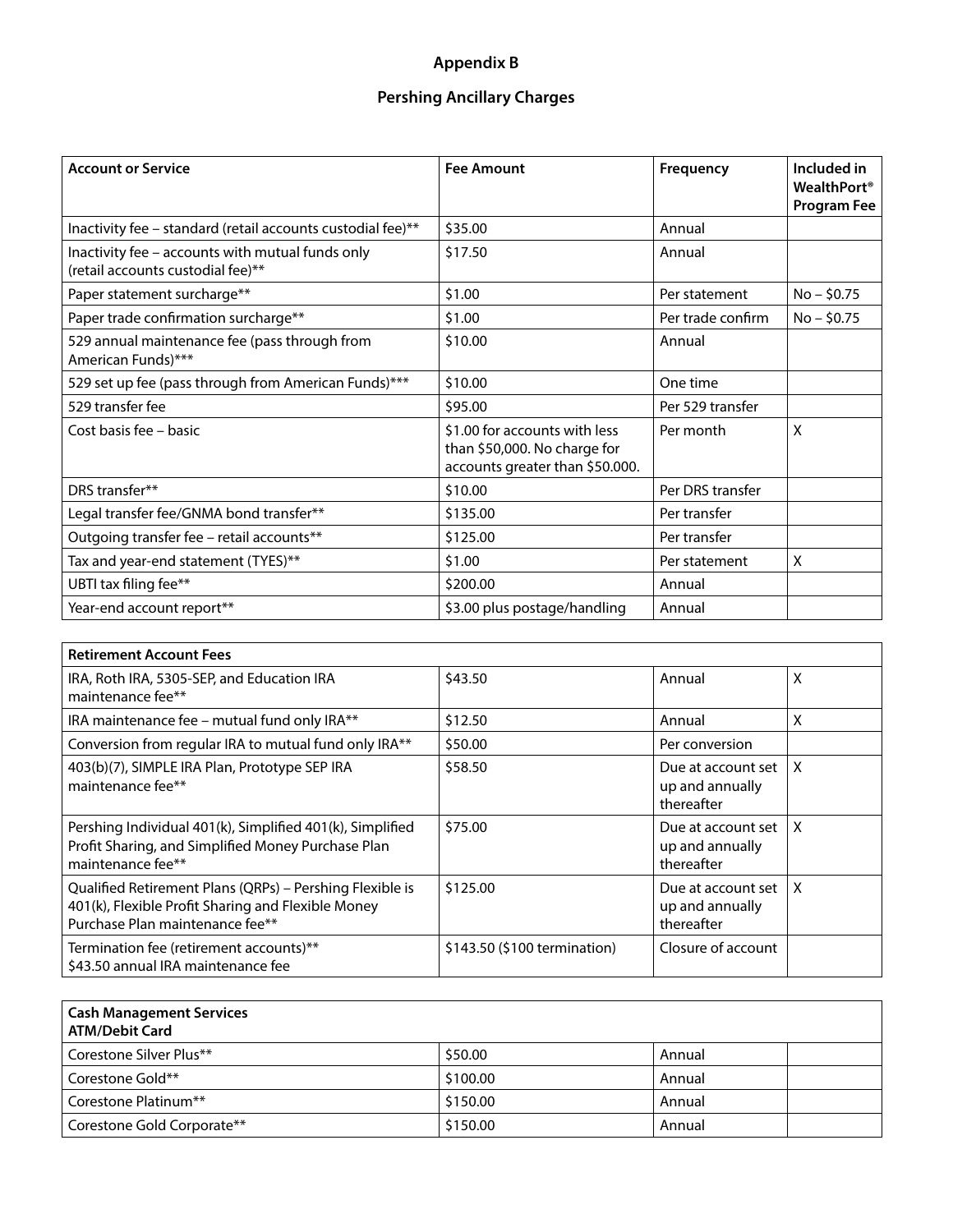# Appendix B

## Pershing Ancillary Charges

| Account or Service | Fee Amount | Frequency | Included in WealthPort® Program Fee |
|---|---|---|---|
| Inactivity fee – standard (retail accounts custodial fee)** | $35.00 | Annual | |
| Inactivity fee – accounts with mutual funds only (retail accounts custodial fee)** | $17.50 | Annual | |
| Paper statement surcharge** | $1.00 | Per statement | No – $0.75 |
| Paper trade confirmation surcharge** | $1.00 | Per trade confirm | No – $0.75 |
| 529 annual maintenance fee (pass through from American Funds)*** | $10.00 | Annual | |
| 529 set up fee (pass through from American Funds)*** | $10.00 | One time | |
| 529 transfer fee | $95.00 | Per 529 transfer | |
| Cost basis fee – basic | $1.00 for accounts with less than $50,000. No charge for accounts greater than $50.000. | Per month | X |
| DRS transfer** | $10.00 | Per DRS transfer | |
| Legal transfer fee/GNMA bond transfer** | $135.00 | Per transfer | |
| Outgoing transfer fee – retail accounts** | $125.00 | Per transfer | |
| Tax and year-end statement (TYES)** | $1.00 | Per statement | X |
| UBTI tax filing fee** | $200.00 | Annual | |
| Year-end account report** | $3.00 plus postage/handling | Annual | |

| Retirement Account Fees | | | |
|---|---|---|---|
| IRA, Roth IRA, 5305-SEP, and Education IRA maintenance fee** | $43.50 | Annual | X |
| IRA maintenance fee – mutual fund only IRA** | $12.50 | Annual | X |
| Conversion from regular IRA to mutual fund only IRA** | $50.00 | Per conversion | |
| 403(b)(7), SIMPLE IRA Plan, Prototype SEP IRA maintenance fee** | $58.50 | Due at account set up and annually thereafter | X |
| Pershing Individual 401(k), Simplified 401(k), Simplified Profit Sharing, and Simplified Money Purchase Plan maintenance fee** | $75.00 | Due at account set up and annually thereafter | X |
| Qualified Retirement Plans (QRPs) – Pershing Flexible is 401(k), Flexible Profit Sharing and Flexible Money Purchase Plan maintenance fee** | $125.00 | Due at account set up and annually thereafter | X |
| Termination fee (retirement accounts)** $43.50 annual IRA maintenance fee | $143.50 ($100 termination) | Closure of account | |

| Cash Management Services ATM/Debit Card | | | |
|---|---|---|---|
| Corestone Silver Plus** | $50.00 | Annual | |
| Corestone Gold** | $100.00 | Annual | |
| Corestone Platinum** | $150.00 | Annual | |
| Corestone Gold Corporate** | $150.00 | Annual | |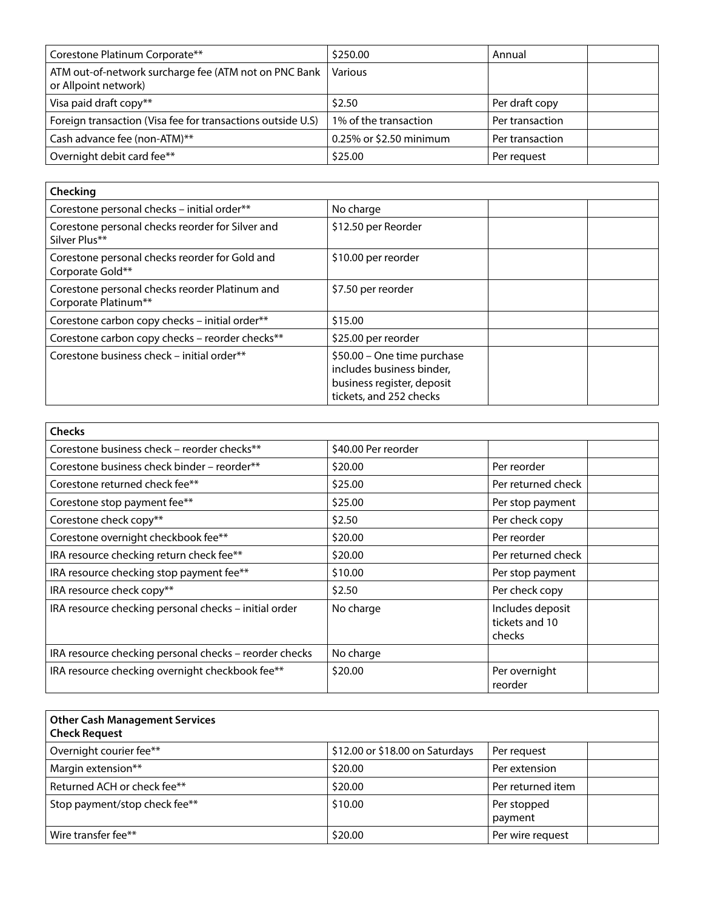| | | | |
|---|---|---|---|
| Corestone Platinum Corporate** | $250.00 | Annual | |
| ATM out-of-network surcharge fee (ATM not on PNC Bank or Allpoint network) | Various | | |
| Visa paid draft copy** | $2.50 | Per draft copy | |
| Foreign transaction (Visa fee for transactions outside U.S) | 1% of the transaction | Per transaction | |
| Cash advance fee (non-ATM)** | 0.25% or $2.50 minimum | Per transaction | |
| Overnight debit card fee** | $25.00 | Per request | |

| Checking | | | |
|---|---|---|---|
| Corestone personal checks – initial order** | No charge | | |
| Corestone personal checks reorder for Silver and Silver Plus** | $12.50 per Reorder | | |
| Corestone personal checks reorder for Gold and Corporate Gold** | $10.00 per reorder | | |
| Corestone personal checks reorder Platinum and Corporate Platinum** | $7.50 per reorder | | |
| Corestone carbon copy checks – initial order** | $15.00 | | |
| Corestone carbon copy checks – reorder checks** | $25.00 per reorder | | |
| Corestone business check – initial order** | $50.00 – One time purchase includes business binder, business register, deposit tickets, and 252 checks | | |

| Checks | | | |
|---|---|---|---|
| Corestone business check – reorder checks** | $40.00 Per reorder | | |
| Corestone business check binder – reorder** | $20.00 | Per reorder | |
| Corestone returned check fee** | $25.00 | Per returned check | |
| Corestone stop payment fee** | $25.00 | Per stop payment | |
| Corestone check copy** | $2.50 | Per check copy | |
| Corestone overnight checkbook fee** | $20.00 | Per reorder | |
| IRA resource checking return check fee** | $20.00 | Per returned check | |
| IRA resource checking stop payment fee** | $10.00 | Per stop payment | |
| IRA resource check copy** | $2.50 | Per check copy | |
| IRA resource checking personal checks – initial order | No charge | Includes deposit tickets and 10 checks | |
| IRA resource checking personal checks – reorder checks | No charge | | |
| IRA resource checking overnight checkbook fee** | $20.00 | Per overnight reorder | |

| Other Cash Management Services<br>Check Request | | | |
|---|---|---|---|
| Overnight courier fee** | $12.00 or $18.00 on Saturdays | Per request | |
| Margin extension** | $20.00 | Per extension | |
| Returned ACH or check fee** | $20.00 | Per returned item | |
| Stop payment/stop check fee** | $10.00 | Per stopped payment | |
| Wire transfer fee** | $20.00 | Per wire request | |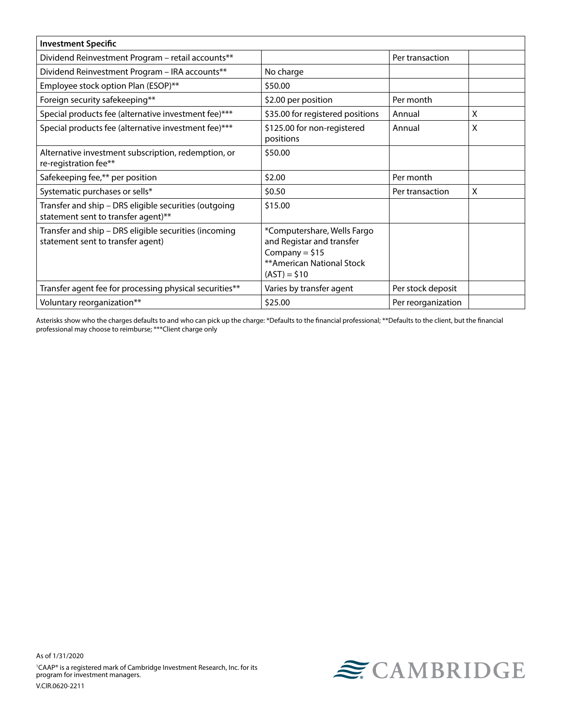| Investment Specific | | | |
|---|---|---|---|
| Dividend Reinvestment Program – retail accounts** | | Per transaction | |
| Dividend Reinvestment Program – IRA accounts** | No charge | | |
| Employee stock option Plan (ESOP)** | $50.00 | | |
| Foreign security safekeeping** | $2.00 per position | Per month | |
| Special products fee (alternative investment fee)*** | $35.00 for registered positions | Annual | X |
| Special products fee (alternative investment fee)*** | $125.00 for non-registered positions | Annual | X |
| Alternative investment subscription, redemption, or re-registration fee** | $50.00 | | |
| Safekeeping fee,** per position | $2.00 | Per month | |
| Systematic purchases or sells* | $0.50 | Per transaction | X |
| Transfer and ship – DRS eligible securities (outgoing statement sent to transfer agent)** | $15.00 | | |
| Transfer and ship – DRS eligible securities (incoming statement sent to transfer agent) | *Computershare, Wells Fargo and Registar and transfer Company = $15 **American National Stock (AST) = $10 | | |
| Transfer agent fee for processing physical securities** | Varies by transfer agent | Per stock deposit | |
| Voluntary reorganization** | $25.00 | Per reorganization | |

Asterisks show who the charges defaults to and who can pick up the charge: *Defaults to the financial professional; **Defaults to the client, but the financial professional may choose to reimburse; ***Client charge only

As of 1/31/2020

[1]CAAP® is a registered mark of Cambridge Investment Research, Inc. for its program for investment managers.

V.CIR.0620-2211

CAMBRIDGE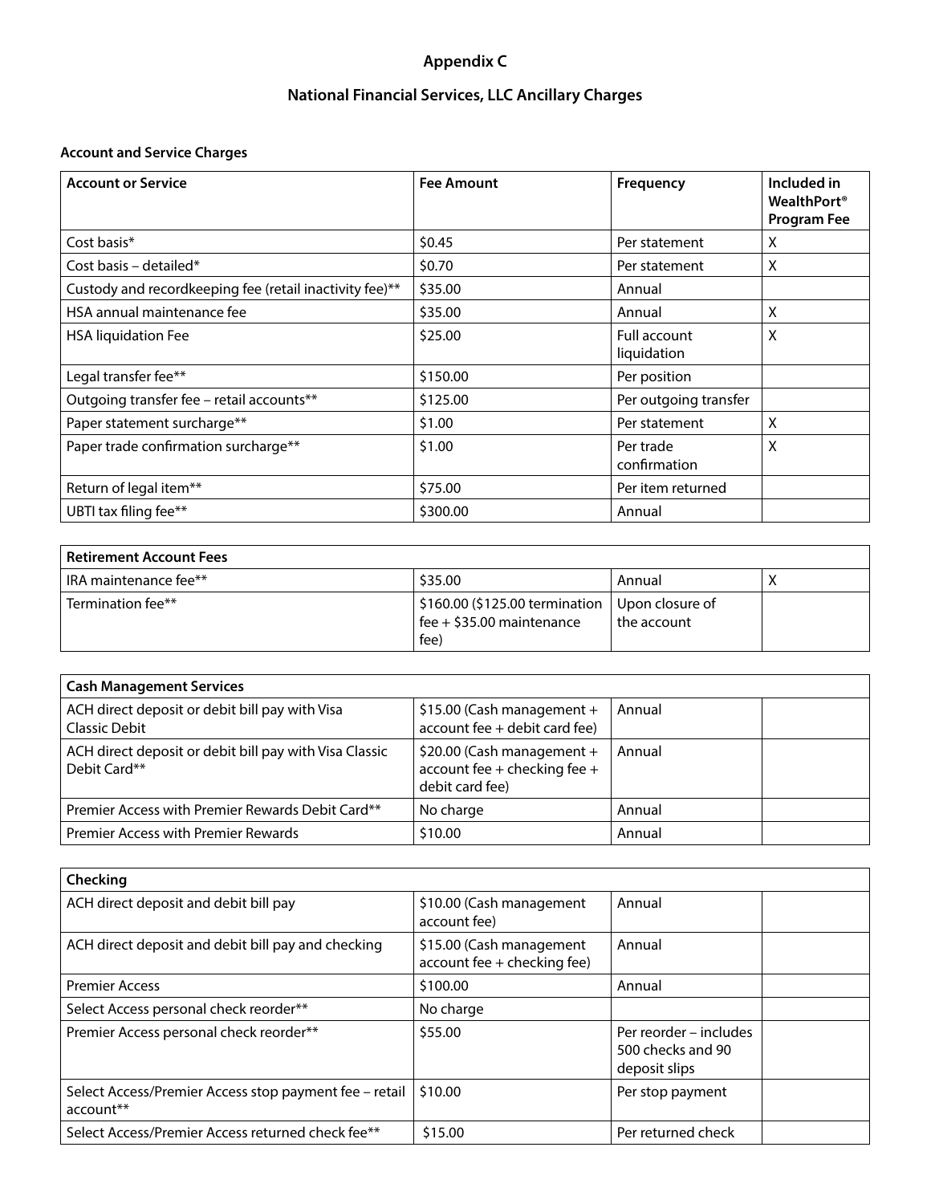# Appendix C

## National Financial Services, LLC Ancillary Charges

**Account and Service Charges**

| Account or Service | Fee Amount | Frequency | Included in WealthPort® Program Fee |
|---|---|---|---|
| Cost basis* | $0.45 | Per statement | X |
| Cost basis – detailed* | $0.70 | Per statement | X |
| Custody and recordkeeping fee (retail inactivity fee)** | $35.00 | Annual | |
| HSA annual maintenance fee | $35.00 | Annual | X |
| HSA liquidation Fee | $25.00 | Full account liquidation | X |
| Legal transfer fee** | $150.00 | Per position | |
| Outgoing transfer fee – retail accounts** | $125.00 | Per outgoing transfer | |
| Paper statement surcharge** | $1.00 | Per statement | X |
| Paper trade confirmation surcharge** | $1.00 | Per trade confirmation | X |
| Return of legal item** | $75.00 | Per item returned | |
| UBTI tax filing fee** | $300.00 | Annual | |

| Retirement Account Fees | | | |
|---|---|---|---|
| IRA maintenance fee** | $35.00 | Annual | X |
| Termination fee** | $160.00 ($125.00 termination fee + $35.00 maintenance fee) | Upon closure of the account | |

| Cash Management Services | | | |
|---|---|---|---|
| ACH direct deposit or debit bill pay with Visa Classic Debit | $15.00 (Cash management + account fee + debit card fee) | Annual | |
| ACH direct deposit or debit bill pay with Visa Classic Debit Card** | $20.00 (Cash management + account fee + checking fee + debit card fee) | Annual | |
| Premier Access with Premier Rewards Debit Card** | No charge | Annual | |
| Premier Access with Premier Rewards | $10.00 | Annual | |

| Checking | | | |
|---|---|---|---|
| ACH direct deposit and debit bill pay | $10.00 (Cash management account fee) | Annual | |
| ACH direct deposit and debit bill pay and checking | $15.00 (Cash management account fee + checking fee) | Annual | |
| Premier Access | $100.00 | Annual | |
| Select Access personal check reorder** | No charge | | |
| Premier Access personal check reorder** | $55.00 | Per reorder – includes 500 checks and 90 deposit slips | |
| Select Access/Premier Access stop payment fee – retail account** | $10.00 | Per stop payment | |
| Select Access/Premier Access returned check fee** | $15.00 | Per returned check | |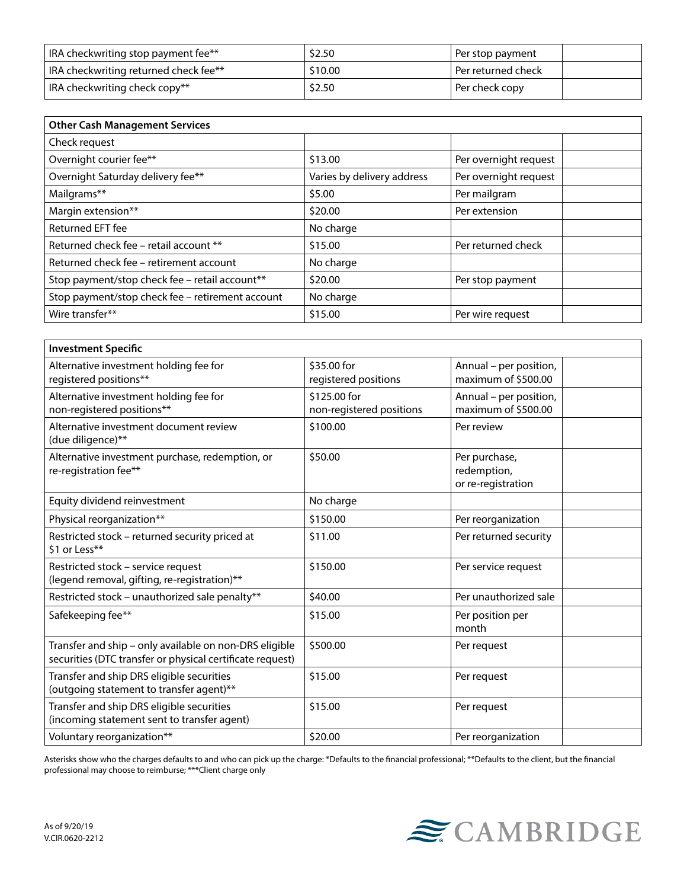| IRA checkwriting stop payment fee** | $2.50 | Per stop payment | |
|---|---|---|---|
| IRA checkwriting returned check fee** | $10.00 | Per returned check | |
| IRA checkwriting check copy** | $2.50 | Per check copy | |

| Other Cash Management Services | | | |
|---|---|---|---|
| Check request | | | |
| Overnight courier fee** | $13.00 | Per overnight request | |
| Overnight Saturday delivery fee** | Varies by delivery address | Per overnight request | |
| Mailgrams** | $5.00 | Per mailgram | |
| Margin extension** | $20.00 | Per extension | |
| Returned EFT fee | No charge | | |
| Returned check fee – retail account ** | $15.00 | Per returned check | |
| Returned check fee – retirement account | No charge | | |
| Stop payment/stop check fee – retail account** | $20.00 | Per stop payment | |
| Stop payment/stop check fee – retirement account | No charge | | |
| Wire transfer** | $15.00 | Per wire request | |

| Investment Specific | | | |
|---|---|---|---|
| Alternative investment holding fee for registered positions** | $35.00 for registered positions | Annual – per position, maximum of $500.00 | |
| Alternative investment holding fee for non-registered positions** | $125.00 for non-registered positions | Annual – per position, maximum of $500.00 | |
| Alternative investment document review (due diligence)** | $100.00 | Per review | |
| Alternative investment purchase, redemption, or re-registration fee** | $50.00 | Per purchase, redemption, or re-registration | |
| Equity dividend reinvestment | No charge | | |
| Physical reorganization** | $150.00 | Per reorganization | |
| Restricted stock – returned security priced at $1 or Less** | $11.00 | Per returned security | |
| Restricted stock – service request (legend removal, gifting, re-registration)** | $150.00 | Per service request | |
| Restricted stock – unauthorized sale penalty** | $40.00 | Per unauthorized sale | |
| Safekeeping fee** | $15.00 | Per position per month | |
| Transfer and ship – only available on non-DRS eligible securities (DTC transfer or physical certificate request) | $500.00 | Per request | |
| Transfer and ship DRS eligible securities (outgoing statement to transfer agent)** | $15.00 | Per request | |
| Transfer and ship DRS eligible securities (incoming statement sent to transfer agent) | $15.00 | Per request | |
| Voluntary reorganization** | $20.00 | Per reorganization | |

Asterisks show who the charges defaults to and who can pick up the charge: *Defaults to the financial professional; **Defaults to the client, but the financial professional may choose to reimburse; ***Client charge only

As of 9/20/19
V.CIR.0620-2212

CAMBRIDGE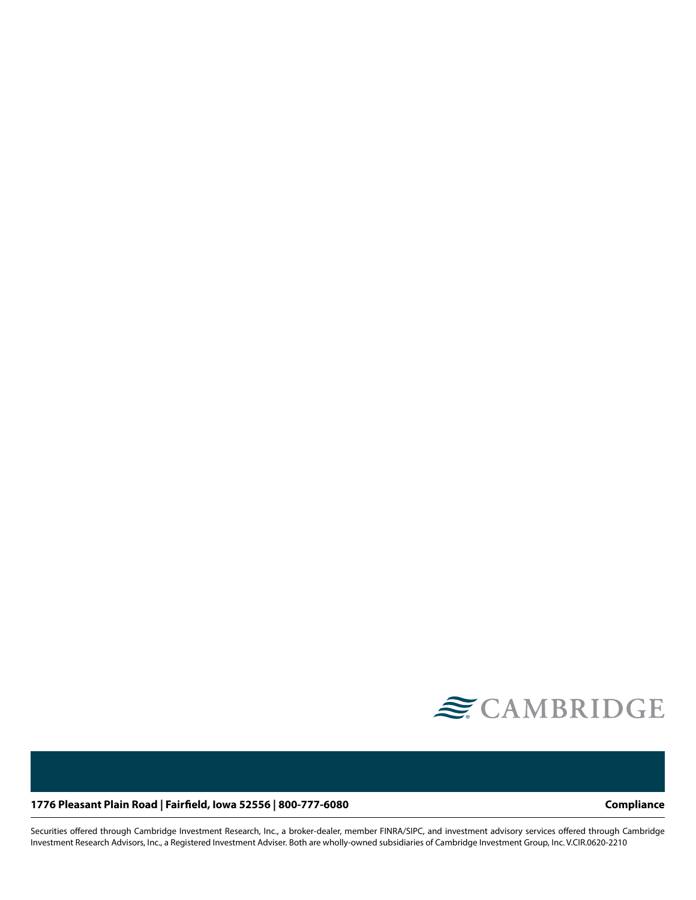CAMBRIDGE

**1776 Pleasant Plain Road | Fairfield, Iowa 52556 | 800-777-6080** **Compliance**

Securities offered through Cambridge Investment Research, Inc., a broker-dealer, member FINRA/SIPC, and investment advisory services offered through Cambridge Investment Research Advisors, Inc., a Registered Investment Adviser. Both are wholly-owned subsidiaries of Cambridge Investment Group, Inc. V.CIR.0620-2210